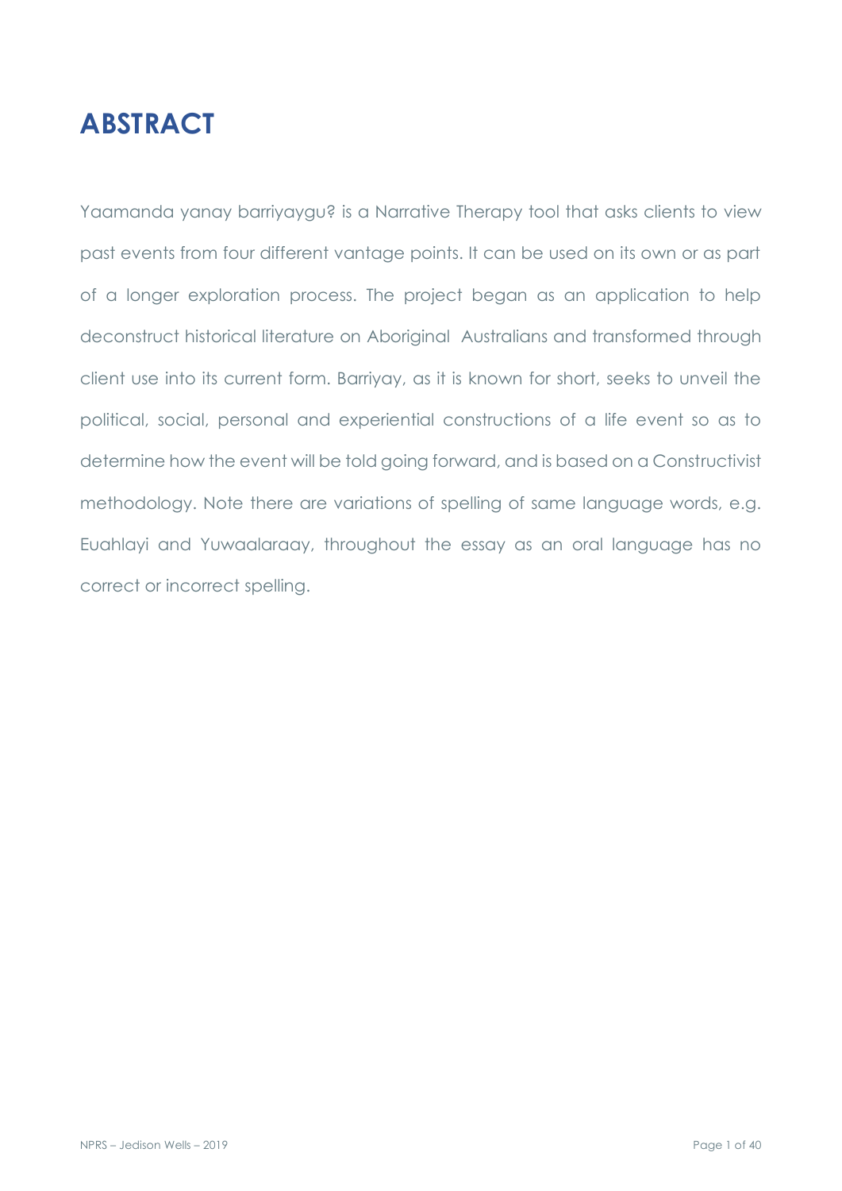# ABSTRACT

Yaamanda yanay barriyaygu? is a Narrative Therapy tool that asks clients to view past events from four different vantage points. It can be used on its own or as part of a longer exploration process. The project began as an application to help deconstruct historical literature on Aboriginal Australians and transformed through client use into its current form. Barriyay, as it is known for short, seeks to unveil the political, social, personal and experiential constructions of a life event so as to determine how the event will be told going forward, and is based on a Constructivist methodology. Note there are variations of spelling of same language words, e.g. Euahlayi and Yuwaalaraay, throughout the essay as an oral language has no correct or incorrect spelling.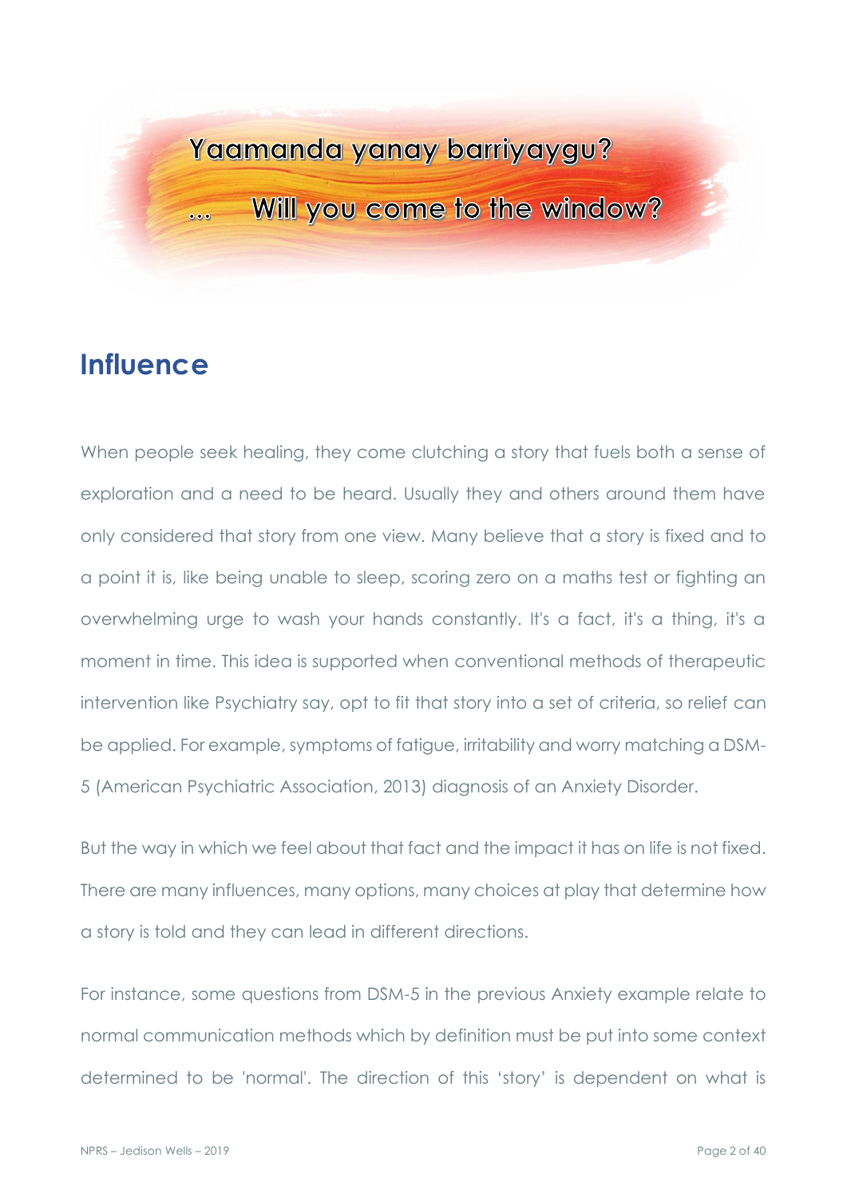Yaamanda yanay barriyaygu?

… Will you come to the window?

## Influence

When people seek healing, they come clutching a story that fuels both a sense of exploration and a need to be heard. Usually they and others around them have only considered that story from one view. Many believe that a story is fixed and to a point it is, like being unable to sleep, scoring zero on a maths test or fighting an overwhelming urge to wash your hands constantly. It's a fact, it's a thing, it's a moment in time. This idea is supported when conventional methods of therapeutic intervention like Psychiatry say, opt to fit that story into a set of criteria, so relief can be applied. For example, symptoms of fatigue, irritability and worry matching a DSM-5 (American Psychiatric Association, 2013) diagnosis of an Anxiety Disorder.

But the way in which we feel about that fact and the impact it has on life is not fixed. There are many influences, many options, many choices at play that determine how a story is told and they can lead in different directions.

For instance, some questions from DSM-5 in the previous Anxiety example relate to normal communication methods which by definition must be put into some context determined to be 'normal'. The direction of this 'story' is dependent on what is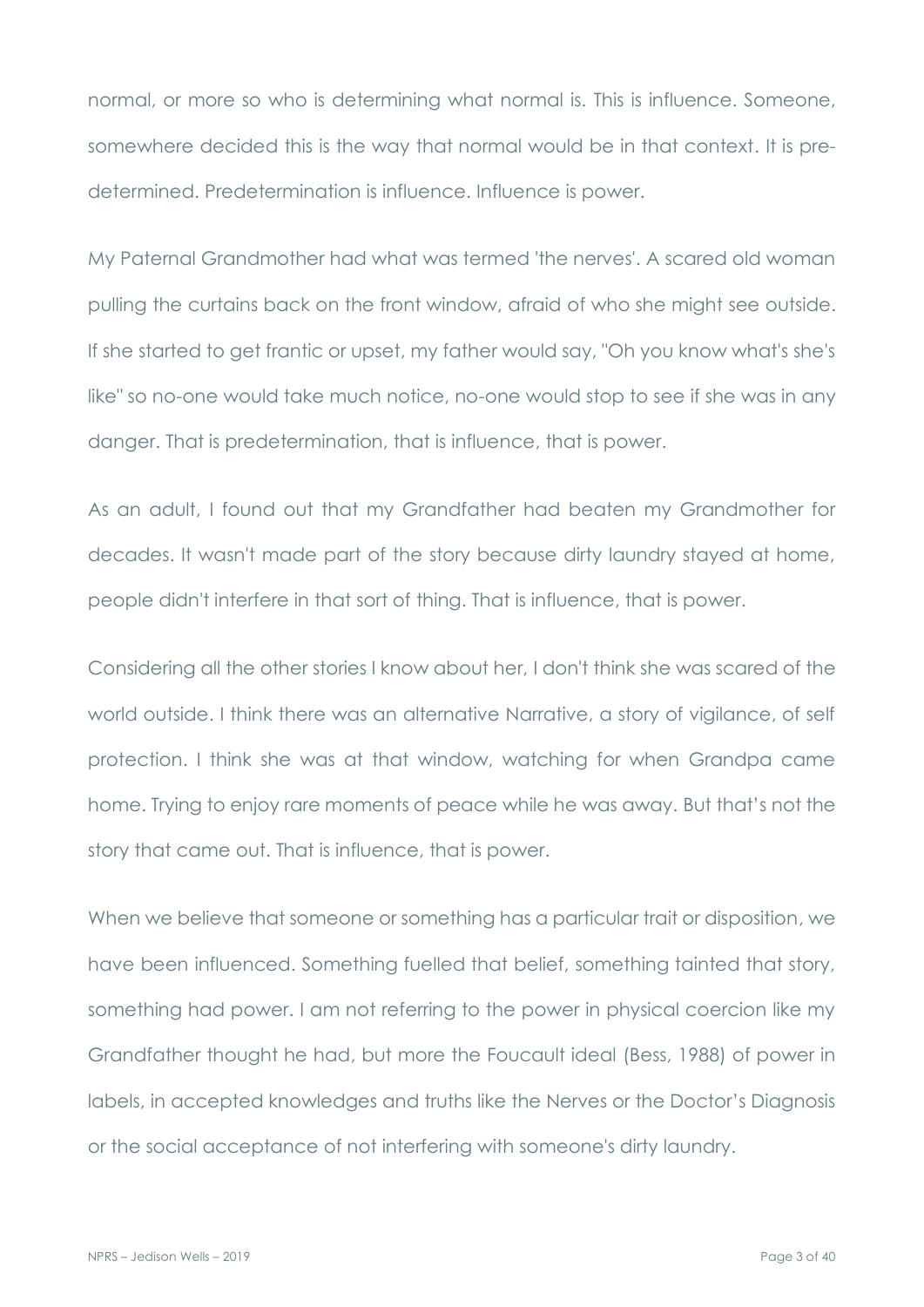normal, or more so who is determining what normal is. This is influence. Someone, somewhere decided this is the way that normal would be in that context. It is pre-determined. Predetermination is influence. Influence is power.

My Paternal Grandmother had what was termed 'the nerves'. A scared old woman pulling the curtains back on the front window, afraid of who she might see outside. If she started to get frantic or upset, my father would say, "Oh you know what's she's like" so no-one would take much notice, no-one would stop to see if she was in any danger. That is predetermination, that is influence, that is power.

As an adult, I found out that my Grandfather had beaten my Grandmother for decades. It wasn't made part of the story because dirty laundry stayed at home, people didn't interfere in that sort of thing. That is influence, that is power.

Considering all the other stories I know about her, I don't think she was scared of the world outside. I think there was an alternative Narrative, a story of vigilance, of self protection. I think she was at that window, watching for when Grandpa came home. Trying to enjoy rare moments of peace while he was away. But that's not the story that came out. That is influence, that is power.

When we believe that someone or something has a particular trait or disposition, we have been influenced. Something fuelled that belief, something tainted that story, something had power. I am not referring to the power in physical coercion like my Grandfather thought he had, but more the Foucault ideal (Bess, 1988) of power in labels, in accepted knowledges and truths like the Nerves or the Doctor's Diagnosis or the social acceptance of not interfering with someone's dirty laundry.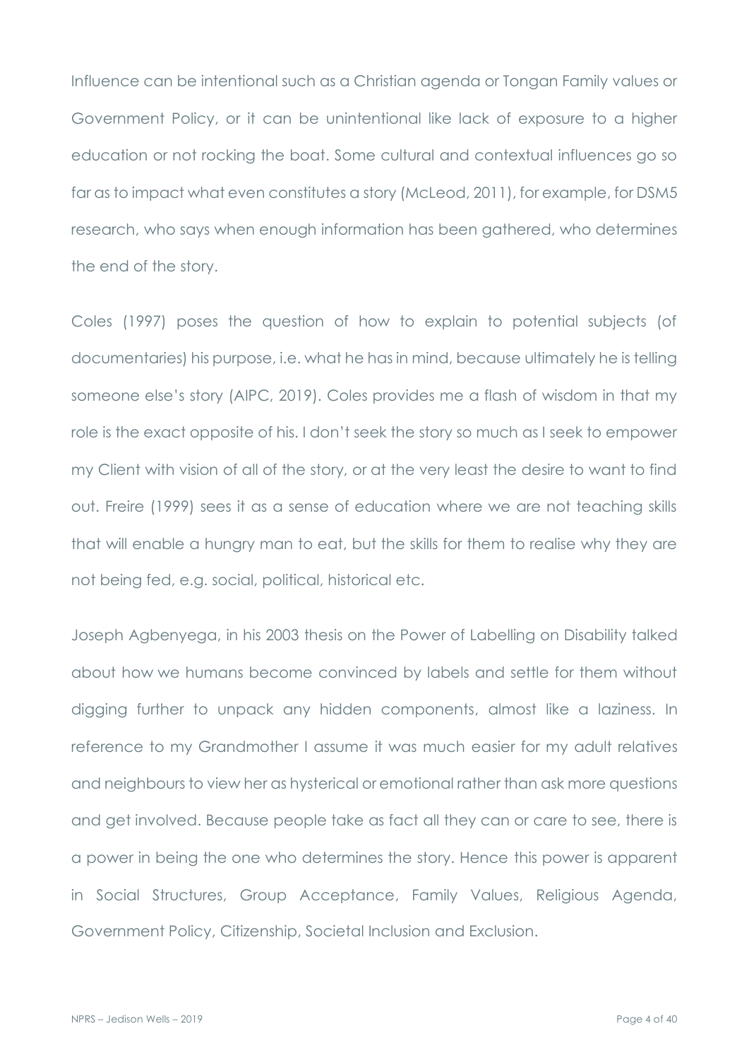Influence can be intentional such as a Christian agenda or Tongan Family values or Government Policy, or it can be unintentional like lack of exposure to a higher education or not rocking the boat. Some cultural and contextual influences go so far as to impact what even constitutes a story (McLeod, 2011), for example, for DSM5 research, who says when enough information has been gathered, who determines the end of the story.

Coles (1997) poses the question of how to explain to potential subjects (of documentaries) his purpose, i.e. what he has in mind, because ultimately he is telling someone else's story (AIPC, 2019). Coles provides me a flash of wisdom in that my role is the exact opposite of his. I don't seek the story so much as I seek to empower my Client with vision of all of the story, or at the very least the desire to want to find out. Freire (1999) sees it as a sense of education where we are not teaching skills that will enable a hungry man to eat, but the skills for them to realise why they are not being fed, e.g. social, political, historical etc.

Joseph Agbenyega, in his 2003 thesis on the Power of Labelling on Disability talked about how we humans become convinced by labels and settle for them without digging further to unpack any hidden components, almost like a laziness. In reference to my Grandmother I assume it was much easier for my adult relatives and neighbours to view her as hysterical or emotional rather than ask more questions and get involved. Because people take as fact all they can or care to see, there is a power in being the one who determines the story. Hence this power is apparent in Social Structures, Group Acceptance, Family Values, Religious Agenda, Government Policy, Citizenship, Societal Inclusion and Exclusion.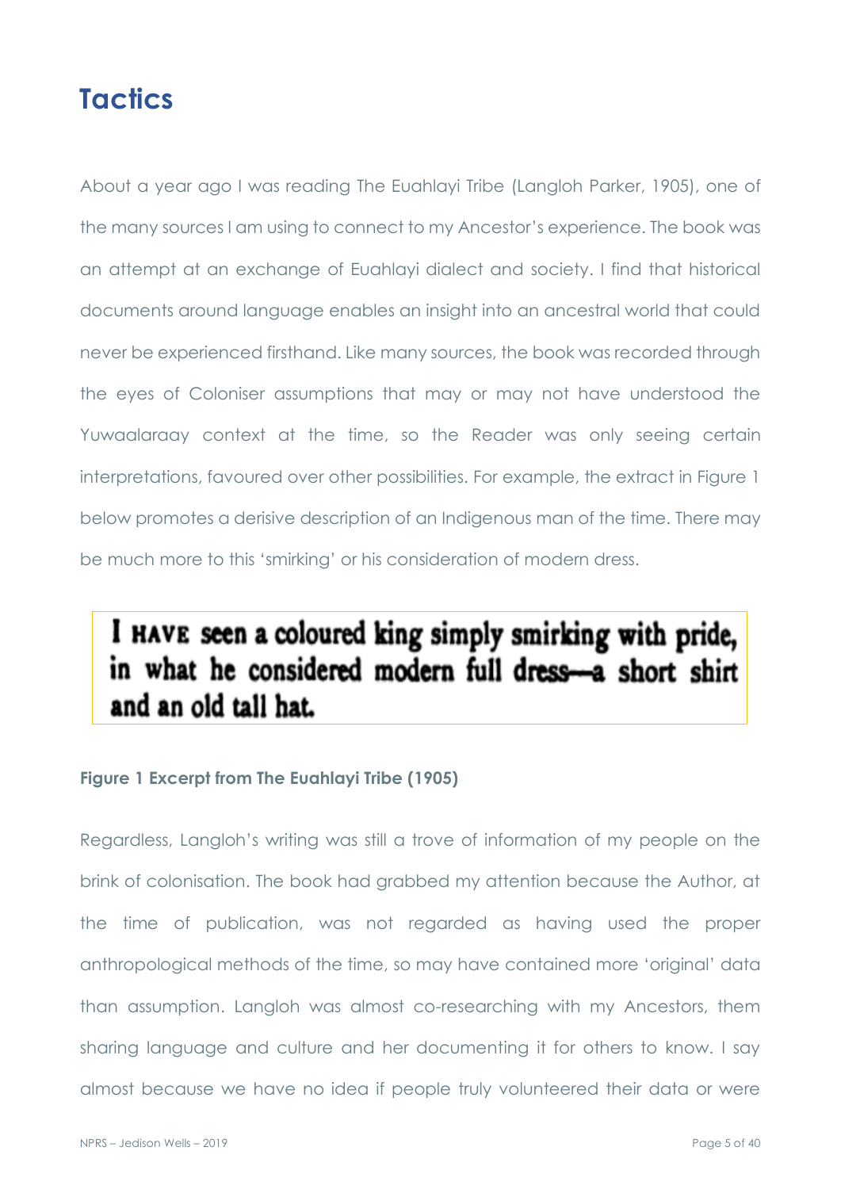## Tactics

About a year ago I was reading The Euahlayi Tribe (Langloh Parker, 1905), one of the many sources I am using to connect to my Ancestor's experience. The book was an attempt at an exchange of Euahlayi dialect and society. I find that historical documents around language enables an insight into an ancestral world that could never be experienced firsthand. Like many sources, the book was recorded through the eyes of Coloniser assumptions that may or may not have understood the Yuwaalaraay context at the time, so the Reader was only seeing certain interpretations, favoured over other possibilities. For example, the extract in Figure 1 below promotes a derisive description of an Indigenous man of the time. There may be much more to this 'smirking' or his consideration of modern dress.

> I HAVE seen a coloured king simply smirking with pride, in what he considered modern full dress—a short shirt and an old tall hat.

**Figure 1 Excerpt from The Euahlayi Tribe (1905)**

Regardless, Langloh's writing was still a trove of information of my people on the brink of colonisation. The book had grabbed my attention because the Author, at the time of publication, was not regarded as having used the proper anthropological methods of the time, so may have contained more 'original' data than assumption. Langloh was almost co-researching with my Ancestors, them sharing language and culture and her documenting it for others to know. I say almost because we have no idea if people truly volunteered their data or were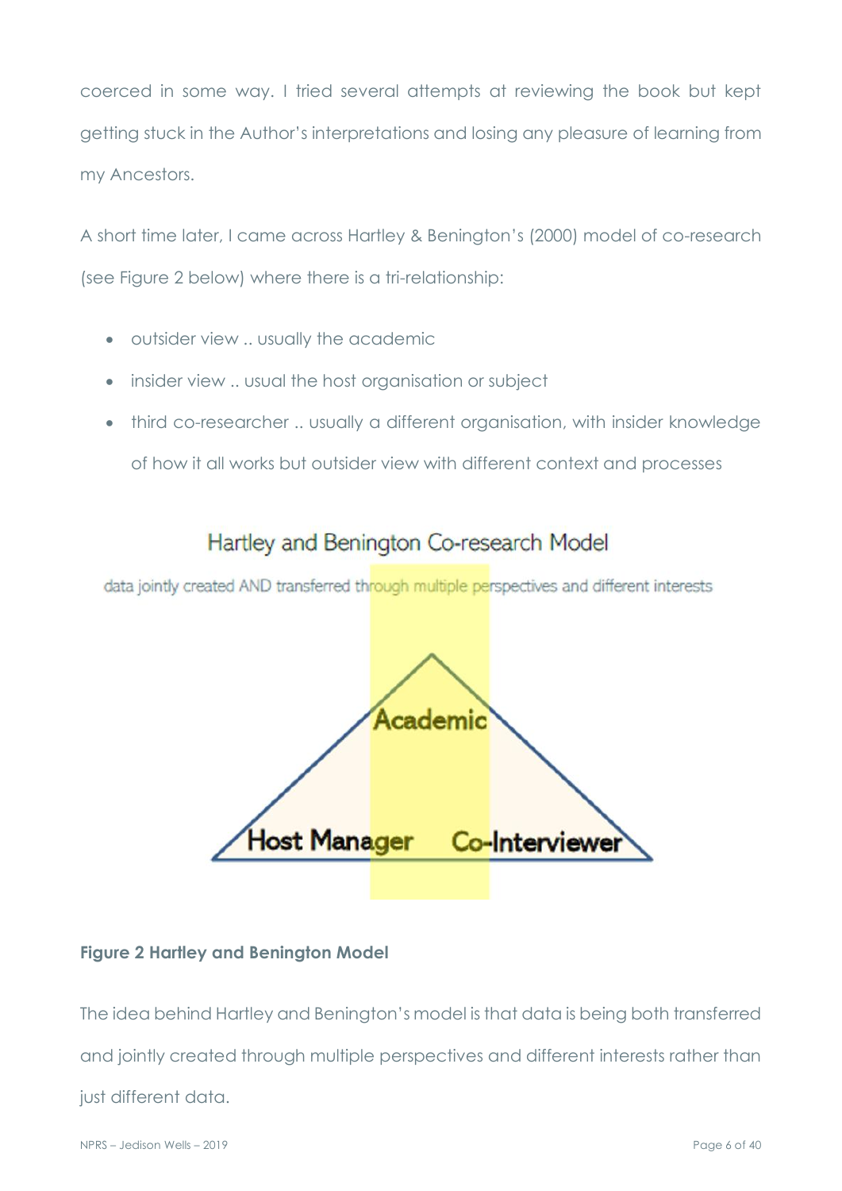coerced in some way. I tried several attempts at reviewing the book but kept getting stuck in the Author's interpretations and losing any pleasure of learning from my Ancestors.

A short time later, I came across Hartley & Benington's (2000) model of co-research (see Figure 2 below) where there is a tri-relationship:

- outsider view .. usually the academic
- insider view .. usual the host organisation or subject
- third co-researcher .. usually a different organisation, with insider knowledge of how it all works but outsider view with different context and processes

Hartley and Benington Co-research Model

data jointly created AND transferred through multiple perspectives and different interests

Academic

Host Manager

Co-Interviewer

**Figure 2 Hartley and Benington Model**

The idea behind Hartley and Benington's model is that data is being both transferred and jointly created through multiple perspectives and different interests rather than just different data.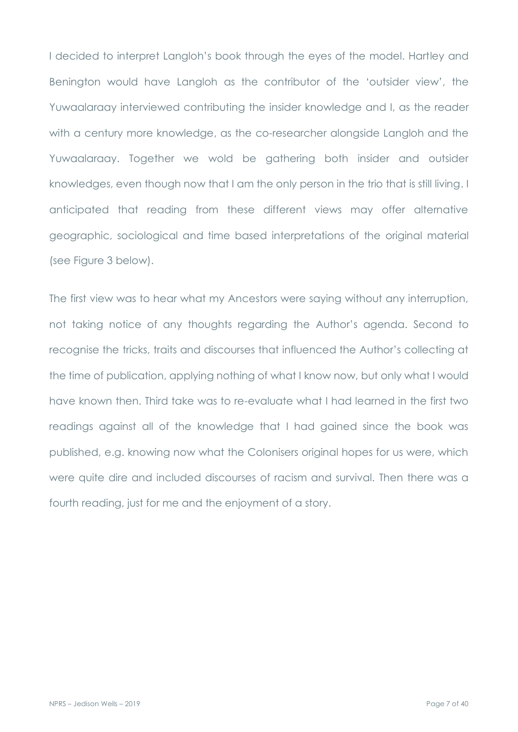I decided to interpret Langloh's book through the eyes of the model. Hartley and Benington would have Langloh as the contributor of the 'outsider view', the Yuwaalaraay interviewed contributing the insider knowledge and I, as the reader with a century more knowledge, as the co-researcher alongside Langloh and the Yuwaalaraay. Together we wold be gathering both insider and outsider knowledges, even though now that I am the only person in the trio that is still living. I anticipated that reading from these different views may offer alternative geographic, sociological and time based interpretations of the original material (see Figure 3 below).

The first view was to hear what my Ancestors were saying without any interruption, not taking notice of any thoughts regarding the Author's agenda. Second to recognise the tricks, traits and discourses that influenced the Author's collecting at the time of publication, applying nothing of what I know now, but only what I would have known then. Third take was to re-evaluate what I had learned in the first two readings against all of the knowledge that I had gained since the book was published, e.g. knowing now what the Colonisers original hopes for us were, which were quite dire and included discourses of racism and survival. Then there was a fourth reading, just for me and the enjoyment of a story.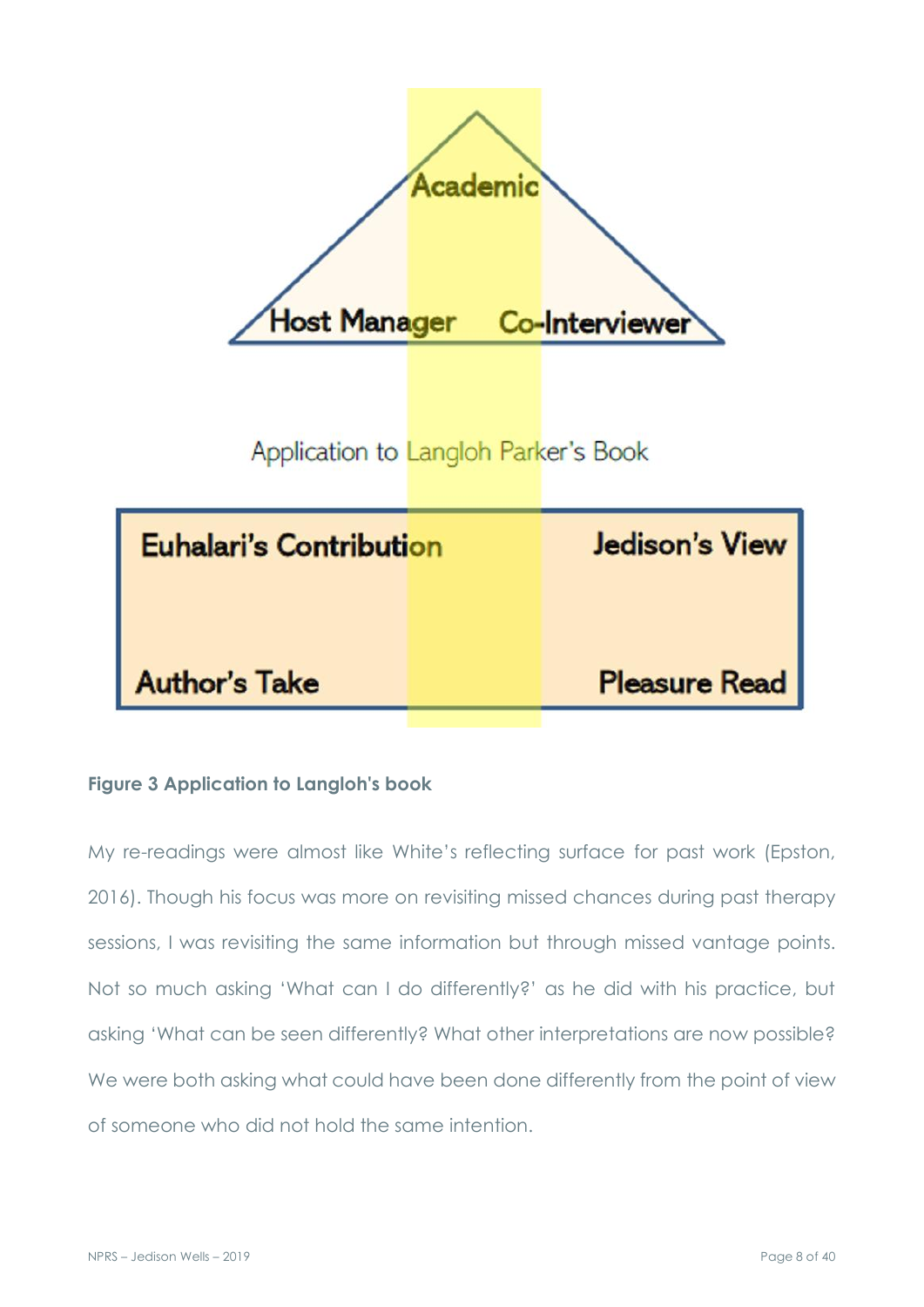Academic

Host Manager Co-Interviewer

Application to Langloh Parker's Book

| Euhalari's Contribution | Jedison's View |
| --- | --- |
| Author's Take | Pleasure Read |

**Figure 3 Application to Langloh's book**

My re-readings were almost like White's reflecting surface for past work (Epston, 2016). Though his focus was more on revisiting missed chances during past therapy sessions, I was revisiting the same information but through missed vantage points. Not so much asking 'What can I do differently?' as he did with his practice, but asking 'What can be seen differently? What other interpretations are now possible? We were both asking what could have been done differently from the point of view of someone who did not hold the same intention.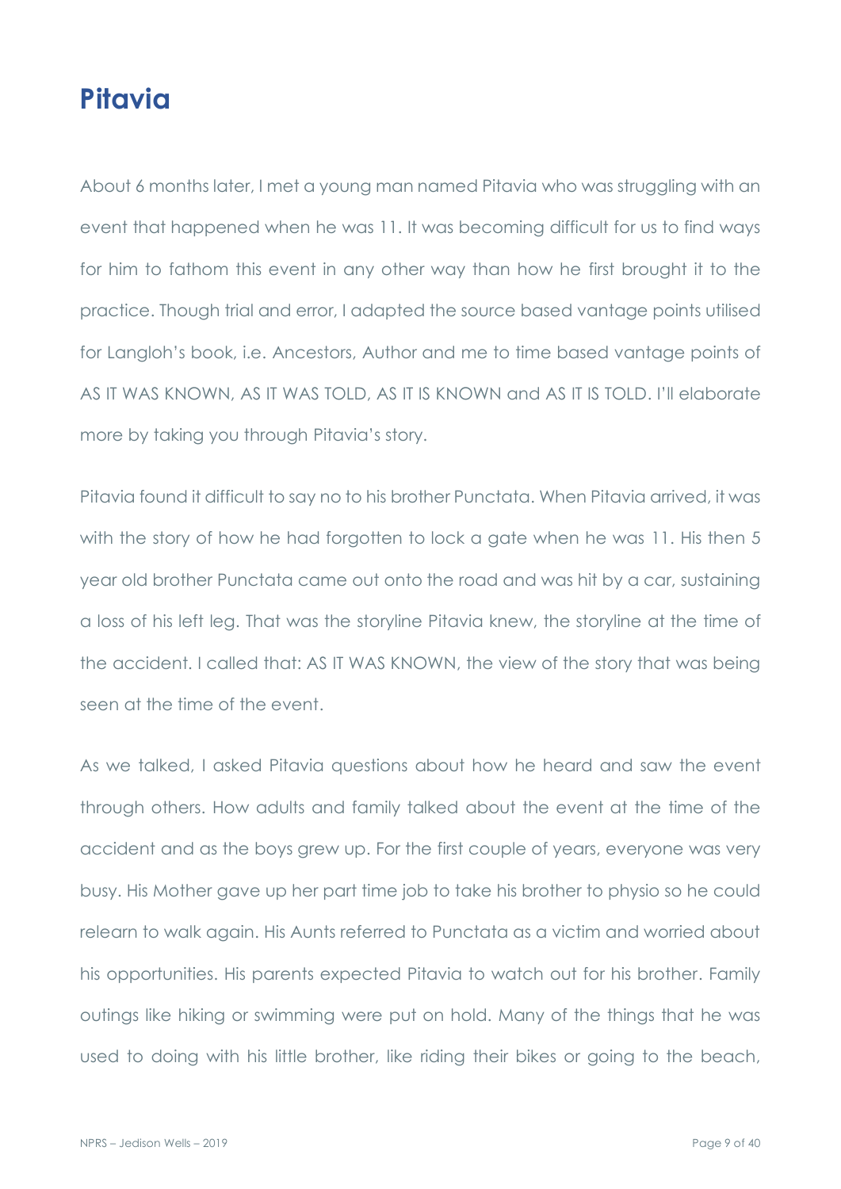# Pitavia

About 6 months later, I met a young man named Pitavia who was struggling with an event that happened when he was 11. It was becoming difficult for us to find ways for him to fathom this event in any other way than how he first brought it to the practice. Though trial and error, I adapted the source based vantage points utilised for Langloh's book, i.e. Ancestors, Author and me to time based vantage points of AS IT WAS KNOWN, AS IT WAS TOLD, AS IT IS KNOWN and AS IT IS TOLD. I'll elaborate more by taking you through Pitavia's story.

Pitavia found it difficult to say no to his brother Punctata. When Pitavia arrived, it was with the story of how he had forgotten to lock a gate when he was 11. His then 5 year old brother Punctata came out onto the road and was hit by a car, sustaining a loss of his left leg. That was the storyline Pitavia knew, the storyline at the time of the accident. I called that: AS IT WAS KNOWN, the view of the story that was being seen at the time of the event.

As we talked, I asked Pitavia questions about how he heard and saw the event through others. How adults and family talked about the event at the time of the accident and as the boys grew up. For the first couple of years, everyone was very busy. His Mother gave up her part time job to take his brother to physio so he could relearn to walk again. His Aunts referred to Punctata as a victim and worried about his opportunities. His parents expected Pitavia to watch out for his brother. Family outings like hiking or swimming were put on hold. Many of the things that he was used to doing with his little brother, like riding their bikes or going to the beach,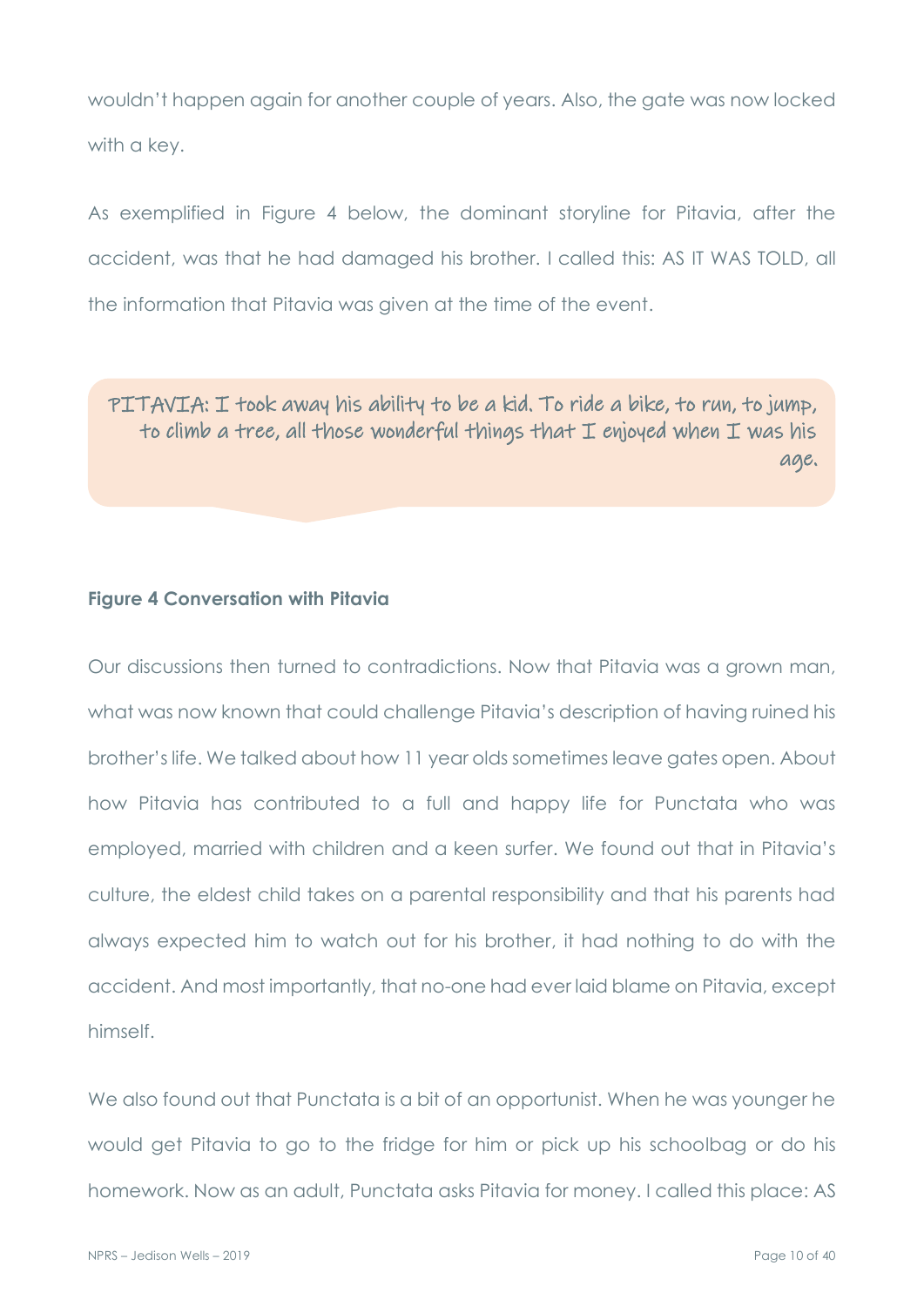wouldn't happen again for another couple of years. Also, the gate was now locked with a key.

As exemplified in Figure 4 below, the dominant storyline for Pitavia, after the accident, was that he had damaged his brother. I called this: AS IT WAS TOLD, all the information that Pitavia was given at the time of the event.

> PITAVIA: I took away his ability to be a kid. To ride a bike, to run, to jump, to climb a tree, all those wonderful things that I enjoyed when I was his age.

**Figure 4 Conversation with Pitavia**

Our discussions then turned to contradictions. Now that Pitavia was a grown man, what was now known that could challenge Pitavia's description of having ruined his brother's life. We talked about how 11 year olds sometimes leave gates open. About how Pitavia has contributed to a full and happy life for Punctata who was employed, married with children and a keen surfer. We found out that in Pitavia's culture, the eldest child takes on a parental responsibility and that his parents had always expected him to watch out for his brother, it had nothing to do with the accident. And most importantly, that no-one had ever laid blame on Pitavia, except himself.

We also found out that Punctata is a bit of an opportunist. When he was younger he would get Pitavia to go to the fridge for him or pick up his schoolbag or do his homework. Now as an adult, Punctata asks Pitavia for money. I called this place: AS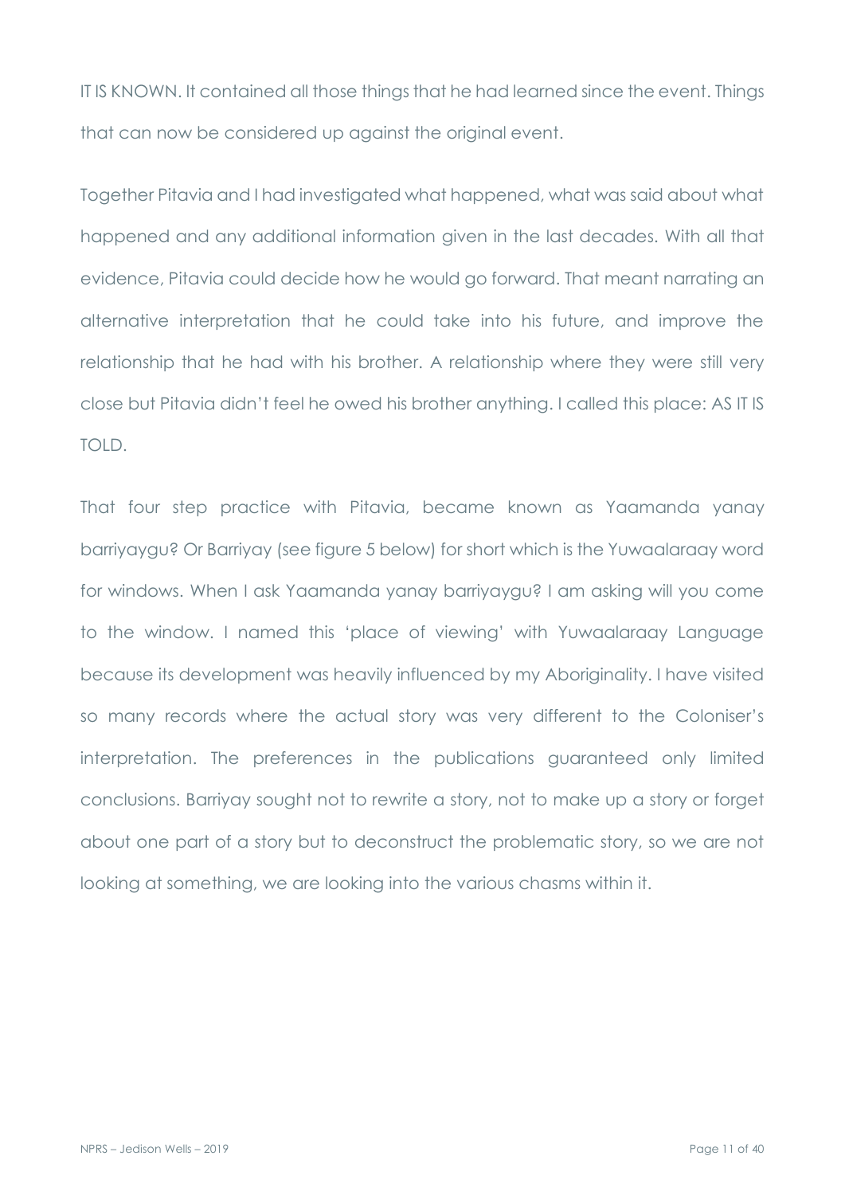IT IS KNOWN. It contained all those things that he had learned since the event. Things that can now be considered up against the original event.

Together Pitavia and I had investigated what happened, what was said about what happened and any additional information given in the last decades. With all that evidence, Pitavia could decide how he would go forward. That meant narrating an alternative interpretation that he could take into his future, and improve the relationship that he had with his brother. A relationship where they were still very close but Pitavia didn't feel he owed his brother anything. I called this place: AS IT IS TOLD.

That four step practice with Pitavia, became known as Yaamanda yanay barriyaygu? Or Barriyay (see figure 5 below) for short which is the Yuwaalaraay word for windows. When I ask Yaamanda yanay barriyaygu? I am asking will you come to the window. I named this 'place of viewing' with Yuwaalaraay Language because its development was heavily influenced by my Aboriginality. I have visited so many records where the actual story was very different to the Coloniser's interpretation. The preferences in the publications guaranteed only limited conclusions. Barriyay sought not to rewrite a story, not to make up a story or forget about one part of a story but to deconstruct the problematic story, so we are not looking at something, we are looking into the various chasms within it.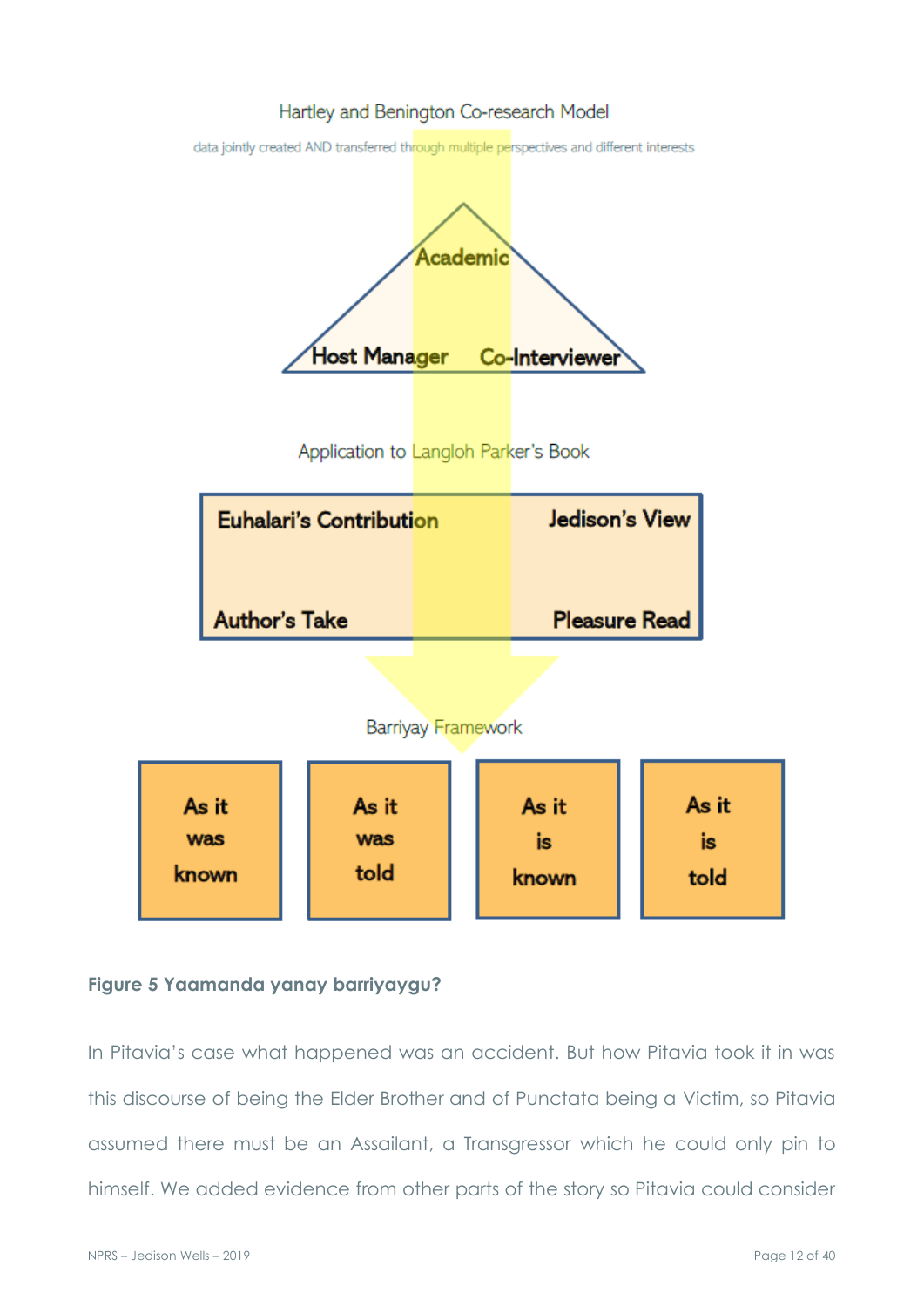Hartley and Benington Co-research Model

data jointly created AND transferred through multiple perspectives and different interests

Academic

Host Manager Co-Interviewer

Application to Langloh Parker's Book

Euhalari's Contribution Jedison's View

Author's Take Pleasure Read

Barriyay Framework

| As it was known | As it was told | As it is known | As it is told |
|---|---|---|---|

**Figure 5 Yaamanda yanay barriyaygu?**

In Pitavia's case what happened was an accident. But how Pitavia took it in was this discourse of being the Elder Brother and of Punctata being a Victim, so Pitavia assumed there must be an Assailant, a Transgressor which he could only pin to himself. We added evidence from other parts of the story so Pitavia could consider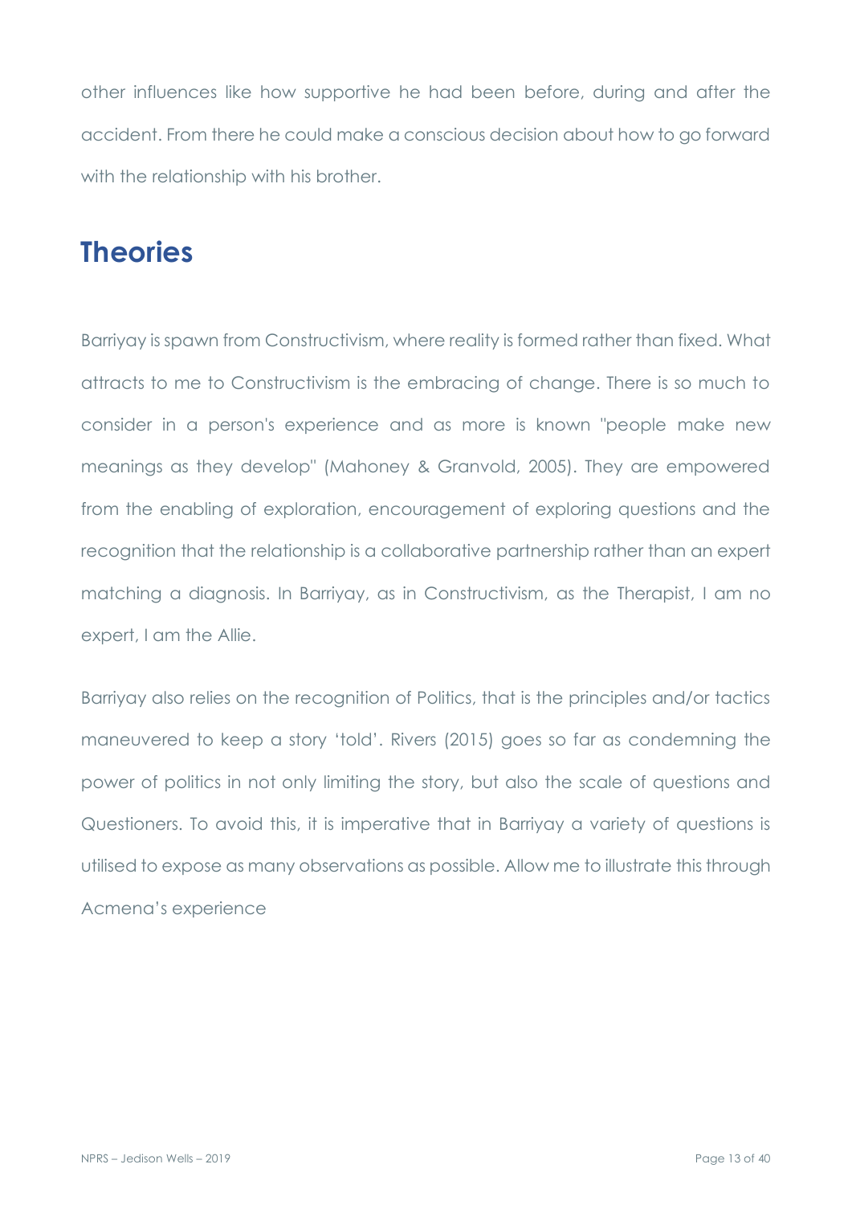other influences like how supportive he had been before, during and after the accident. From there he could make a conscious decision about how to go forward with the relationship with his brother.

## Theories

Barriyay is spawn from Constructivism, where reality is formed rather than fixed. What attracts to me to Constructivism is the embracing of change. There is so much to consider in a person's experience and as more is known "people make new meanings as they develop" (Mahoney & Granvold, 2005). They are empowered from the enabling of exploration, encouragement of exploring questions and the recognition that the relationship is a collaborative partnership rather than an expert matching a diagnosis. In Barriyay, as in Constructivism, as the Therapist, I am no expert, I am the Allie.

Barriyay also relies on the recognition of Politics, that is the principles and/or tactics maneuvered to keep a story 'told'. Rivers (2015) goes so far as condemning the power of politics in not only limiting the story, but also the scale of questions and Questioners. To avoid this, it is imperative that in Barriyay a variety of questions is utilised to expose as many observations as possible. Allow me to illustrate this through Acmena's experience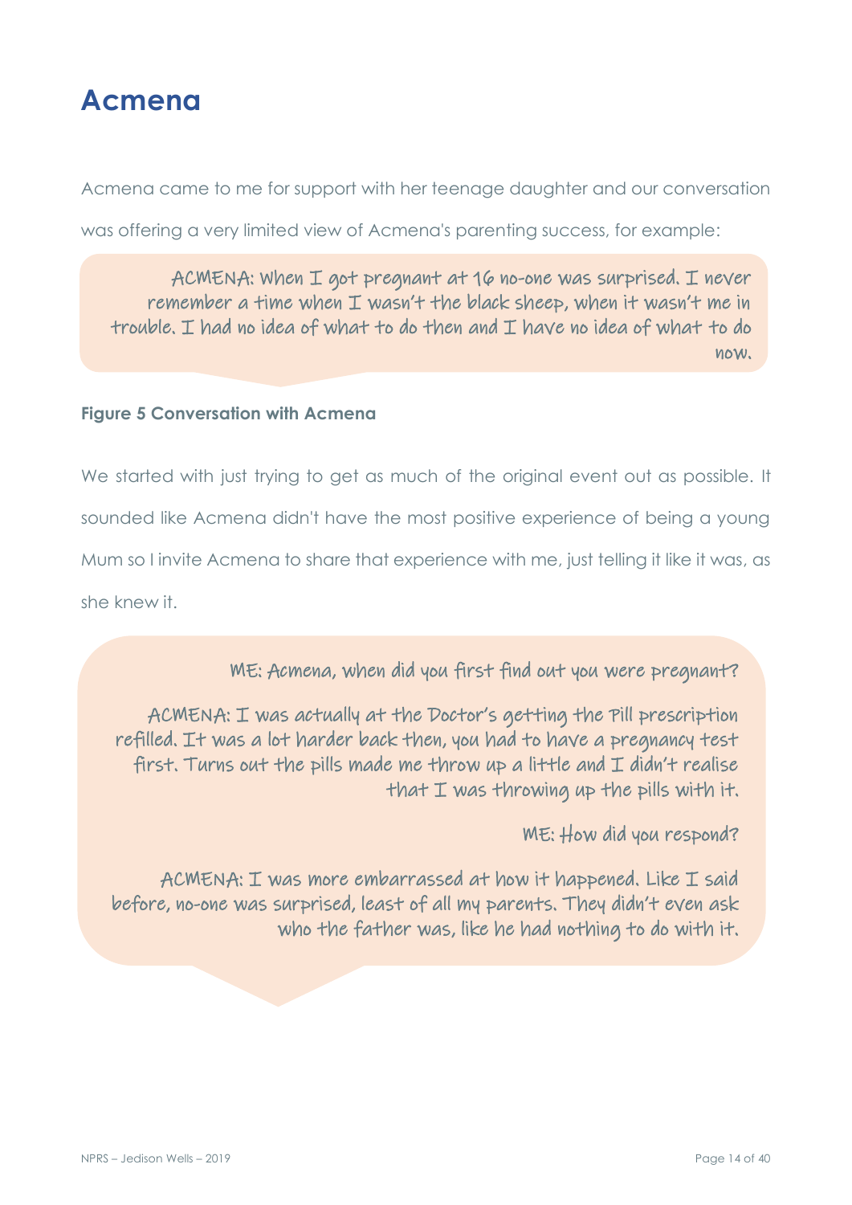# Acmena

Acmena came to me for support with her teenage daughter and our conversation was offering a very limited view of Acmena's parenting success, for example:

> ACMENA: When I got pregnant at 16 no-one was surprised. I never remember a time when I wasn't the black sheep, when it wasn't me in trouble. I had no idea of what to do then and I have no idea of what to do now.

**Figure 5 Conversation with Acmena**

We started with just trying to get as much of the original event out as possible. It sounded like Acmena didn't have the most positive experience of being a young Mum so I invite Acmena to share that experience with me, just telling it like it was, as she knew it.

> ME: Acmena, when did you first find out you were pregnant?
>
> ACMENA: I was actually at the Doctor's getting the Pill prescription refilled. It was a lot harder back then, you had to have a pregnancy test first. Turns out the pills made me throw up a little and I didn't realise that I was throwing up the pills with it.
>
> ME: How did you respond?
>
> ACMENA: I was more embarrassed at how it happened. Like I said before, no-one was surprised, least of all my parents. They didn't even ask who the father was, like he had nothing to do with it.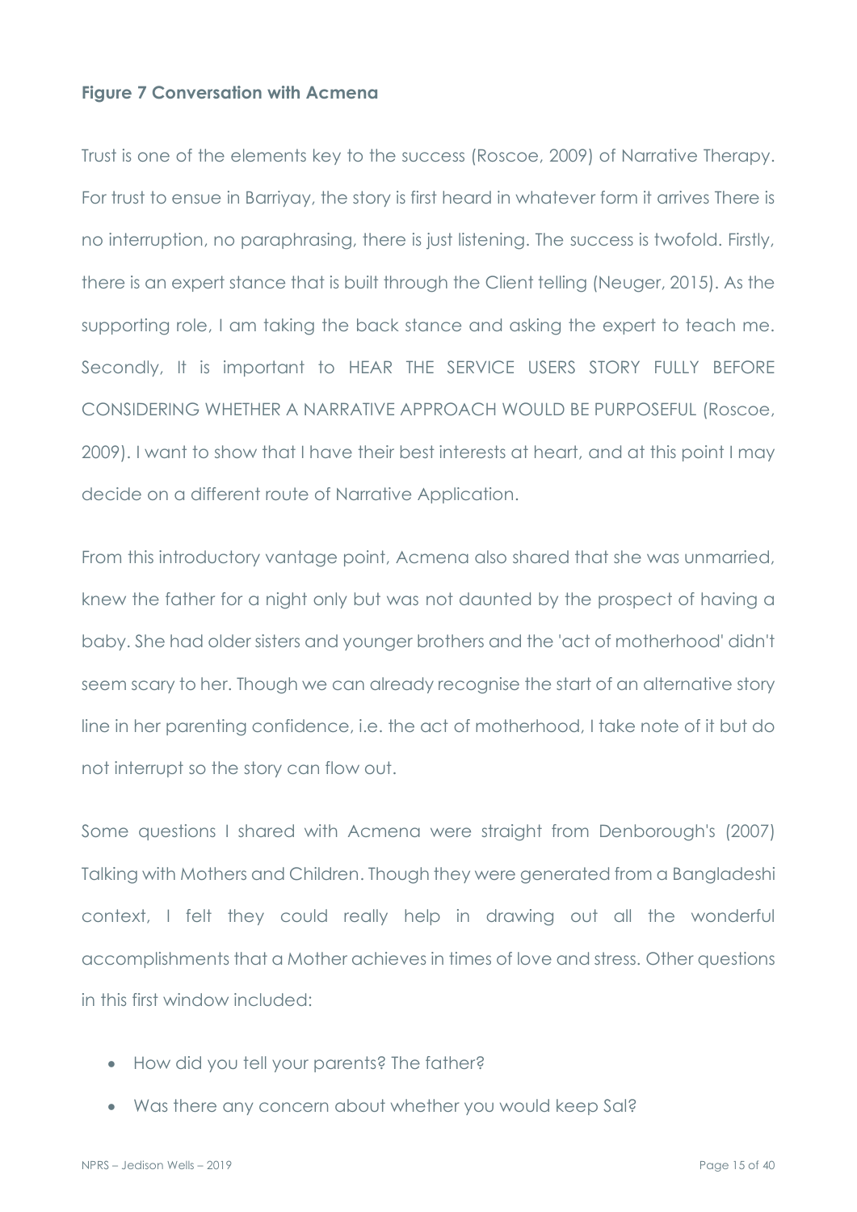**Figure 7 Conversation with Acmena**

Trust is one of the elements key to the success (Roscoe, 2009) of Narrative Therapy. For trust to ensue in Barriyay, the story is first heard in whatever form it arrives There is no interruption, no paraphrasing, there is just listening. The success is twofold. Firstly, there is an expert stance that is built through the Client telling (Neuger, 2015). As the supporting role, I am taking the back stance and asking the expert to teach me. Secondly, It is important to HEAR THE SERVICE USERS STORY FULLY BEFORE CONSIDERING WHETHER A NARRATIVE APPROACH WOULD BE PURPOSEFUL (Roscoe, 2009). I want to show that I have their best interests at heart, and at this point I may decide on a different route of Narrative Application.

From this introductory vantage point, Acmena also shared that she was unmarried, knew the father for a night only but was not daunted by the prospect of having a baby. She had older sisters and younger brothers and the 'act of motherhood' didn't seem scary to her. Though we can already recognise the start of an alternative story line in her parenting confidence, i.e. the act of motherhood, I take note of it but do not interrupt so the story can flow out.

Some questions I shared with Acmena were straight from Denborough's (2007) Talking with Mothers and Children. Though they were generated from a Bangladeshi context, I felt they could really help in drawing out all the wonderful accomplishments that a Mother achieves in times of love and stress. Other questions in this first window included:

- How did you tell your parents? The father?
- Was there any concern about whether you would keep Sal?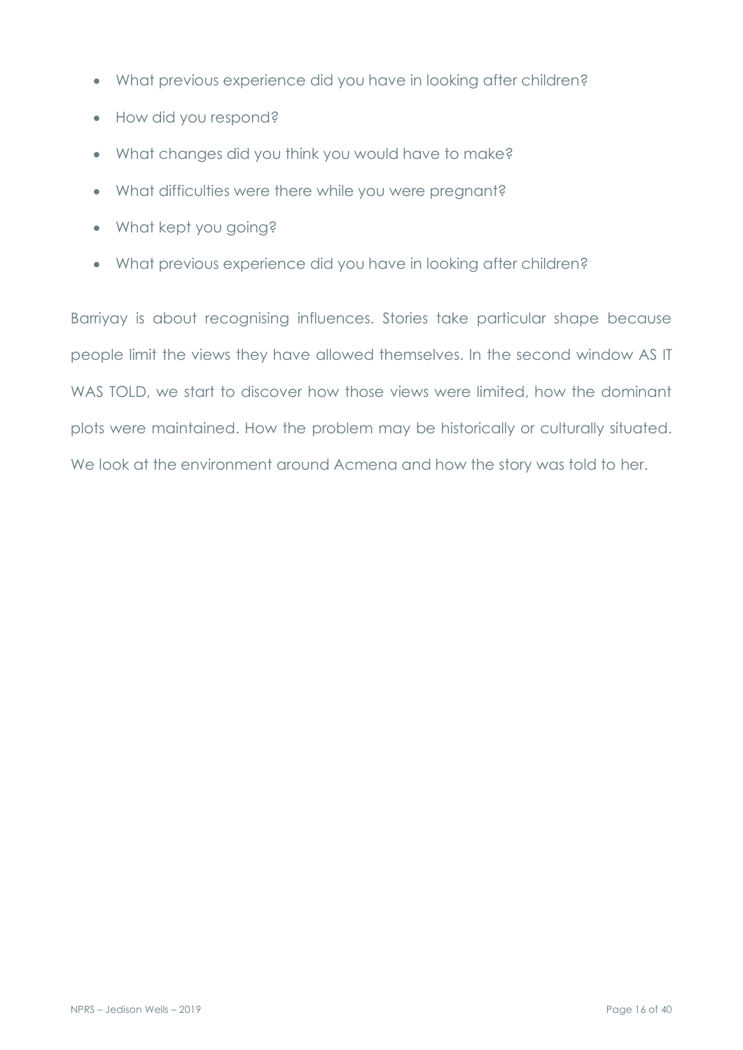- What previous experience did you have in looking after children?
- How did you respond?
- What changes did you think you would have to make?
- What difficulties were there while you were pregnant?
- What kept you going?
- What previous experience did you have in looking after children?

Barriyay is about recognising influences. Stories take particular shape because people limit the views they have allowed themselves. In the second window AS IT WAS TOLD, we start to discover how those views were limited, how the dominant plots were maintained. How the problem may be historically or culturally situated. We look at the environment around Acmena and how the story was told to her.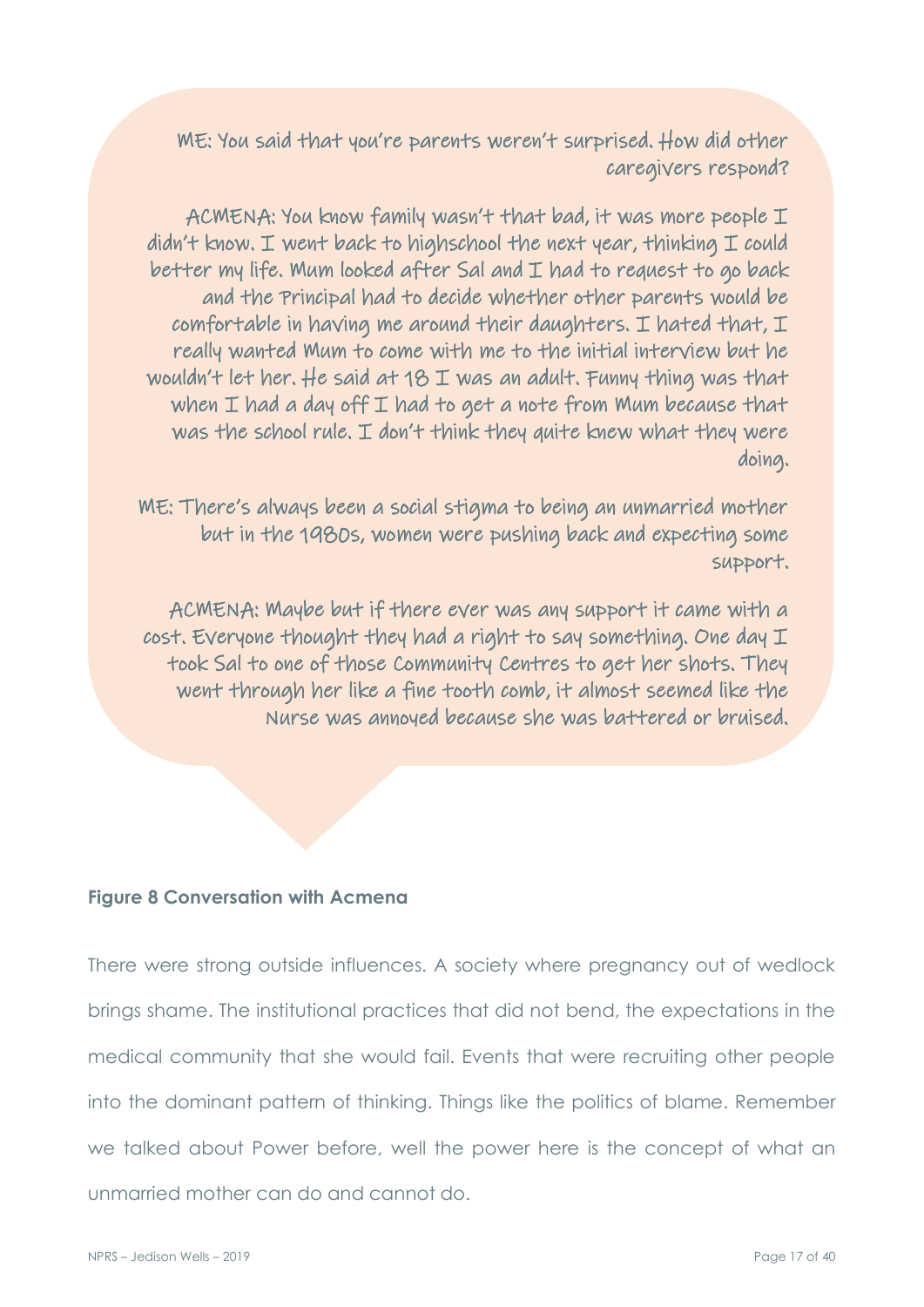ME: You said that you're parents weren't surprised. How did other caregivers respond?

ACMENA: You know family wasn't that bad, it was more people I didn't know. I went back to highschool the next year, thinking I could better my life. Mum looked after Sal and I had to request to go back and the Principal had to decide whether other parents would be comfortable in having me around their daughters. I hated that, I really wanted Mum to come with me to the initial interview but he wouldn't let her. He said at 18 I was an adult. Funny thing was that when I had a day off I had to get a note from Mum because that was the school rule. I don't think they quite knew what they were doing.

ME: There's always been a social stigma to being an unmarried mother but in the 1980s, women were pushing back and expecting some support.

ACMENA: Maybe but if there ever was any support it came with a cost. Everyone thought they had a right to say something. One day I took Sal to one of those Community Centres to get her shots. They went through her like a fine tooth comb, it almost seemed like the Nurse was annoyed because she was battered or bruised.

**Figure 8 Conversation with Acmena**

There were strong outside influences. A society where pregnancy out of wedlock brings shame. The institutional practices that did not bend, the expectations in the medical community that she would fail. Events that were recruiting other people into the dominant pattern of thinking. Things like the politics of blame. Remember we talked about Power before, well the power here is the concept of what an unmarried mother can do and cannot do.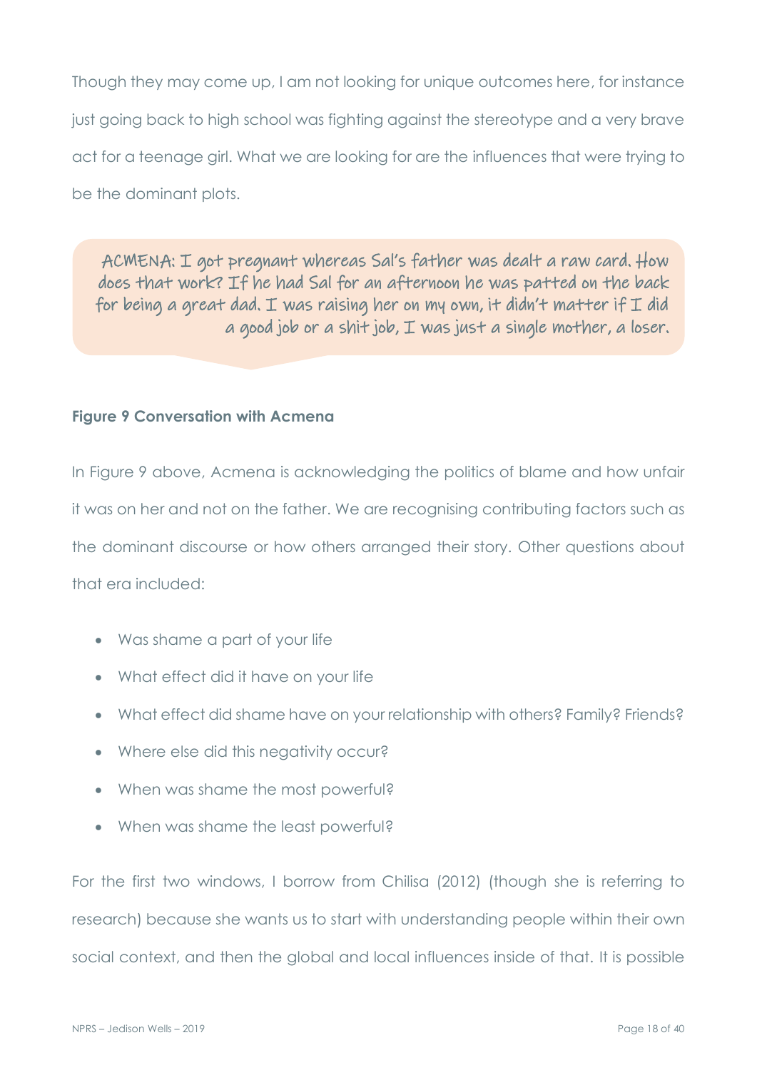Though they may come up, I am not looking for unique outcomes here, for instance just going back to high school was fighting against the stereotype and a very brave act for a teenage girl. What we are looking for are the influences that were trying to be the dominant plots.

> ACMENA: I got pregnant whereas Sal's father was dealt a raw card. How does that work? If he had Sal for an afternoon he was patted on the back for being a great dad. I was raising her on my own, it didn't matter if I did a good job or a shit job, I was just a single mother, a loser.

**Figure 9 Conversation with Acmena**

In Figure 9 above, Acmena is acknowledging the politics of blame and how unfair it was on her and not on the father. We are recognising contributing factors such as the dominant discourse or how others arranged their story. Other questions about that era included:

- Was shame a part of your life
- What effect did it have on your life
- What effect did shame have on your relationship with others? Family? Friends?
- Where else did this negativity occur?
- When was shame the most powerful?
- When was shame the least powerful?

For the first two windows, I borrow from Chilisa (2012) (though she is referring to research) because she wants us to start with understanding people within their own social context, and then the global and local influences inside of that. It is possible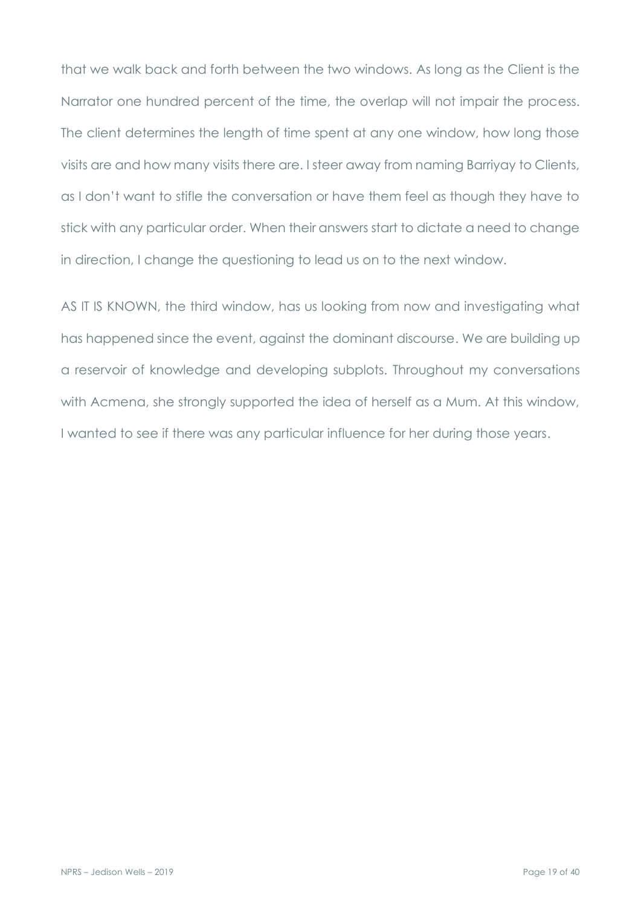that we walk back and forth between the two windows. As long as the Client is the Narrator one hundred percent of the time, the overlap will not impair the process. The client determines the length of time spent at any one window, how long those visits are and how many visits there are. I steer away from naming Barriyay to Clients, as I don't want to stifle the conversation or have them feel as though they have to stick with any particular order. When their answers start to dictate a need to change in direction, I change the questioning to lead us on to the next window.

AS IT IS KNOWN, the third window, has us looking from now and investigating what has happened since the event, against the dominant discourse. We are building up a reservoir of knowledge and developing subplots. Throughout my conversations with Acmena, she strongly supported the idea of herself as a Mum. At this window, I wanted to see if there was any particular influence for her during those years.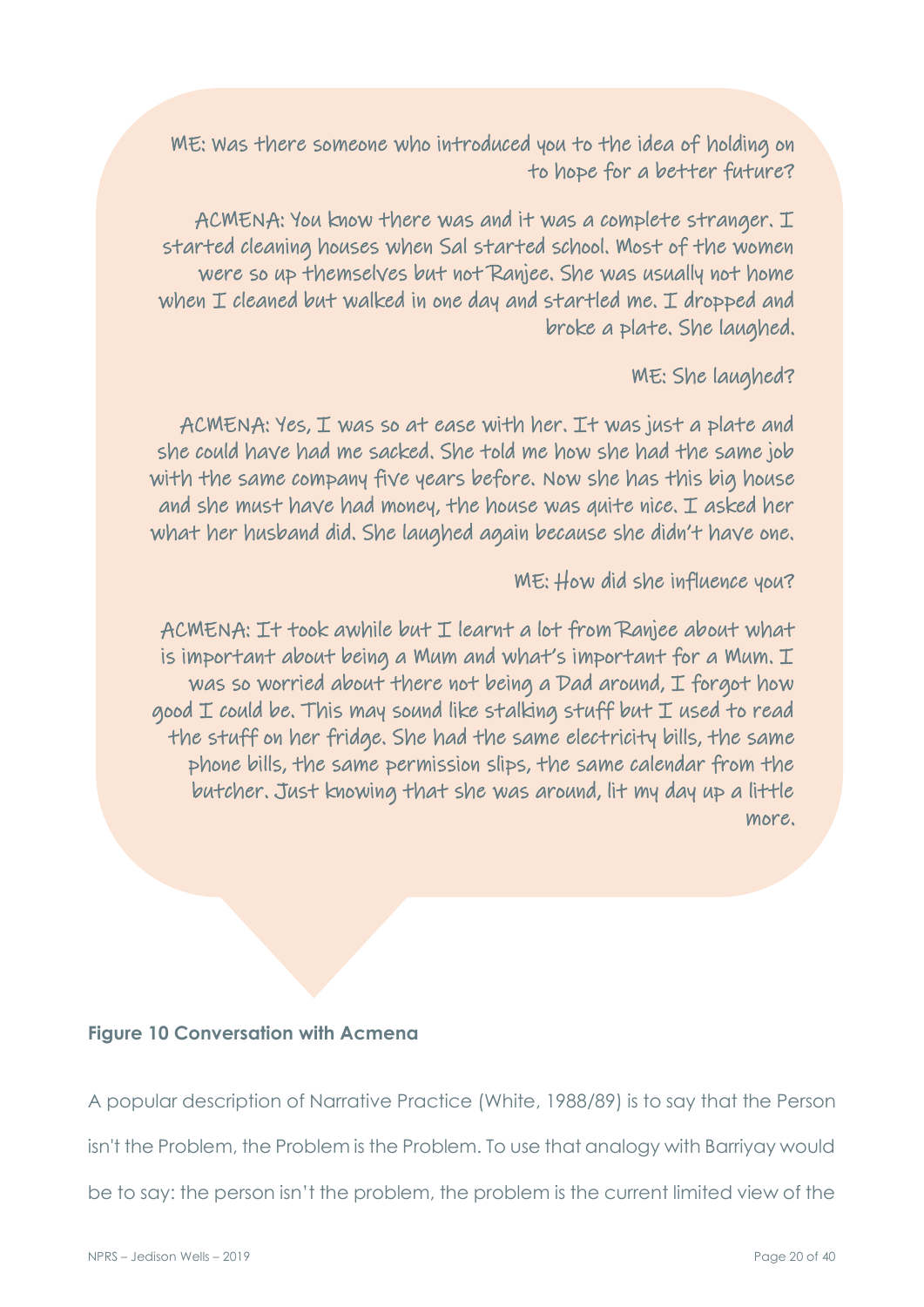ME: Was there someone who introduced you to the idea of holding on to hope for a better future?

ACMENA: You know there was and it was a complete stranger. I started cleaning houses when Sal started school. Most of the women were so up themselves but not Ranjee. She was usually not home when I cleaned but walked in one day and startled me. I dropped and broke a plate. She laughed.

ME: She laughed?

ACMENA: Yes, I was so at ease with her. It was just a plate and she could have had me sacked. She told me how she had the same job with the same company five years before. Now she has this big house and she must have had money, the house was quite nice. I asked her what her husband did. She laughed again because she didn't have one.

ME: How did she influence you?

ACMENA: It took awhile but I learnt a lot from Ranjee about what is important about being a Mum and what's important for a Mum. I was so worried about there not being a Dad around, I forgot how good I could be. This may sound like stalking stuff but I used to read the stuff on her fridge. She had the same electricity bills, the same phone bills, the same permission slips, the same calendar from the butcher. Just knowing that she was around, lit my day up a little more.

**Figure 10 Conversation with Acmena**

A popular description of Narrative Practice (White, 1988/89) is to say that the Person isn't the Problem, the Problem is the Problem. To use that analogy with Barriyay would be to say: the person isn't the problem, the problem is the current limited view of the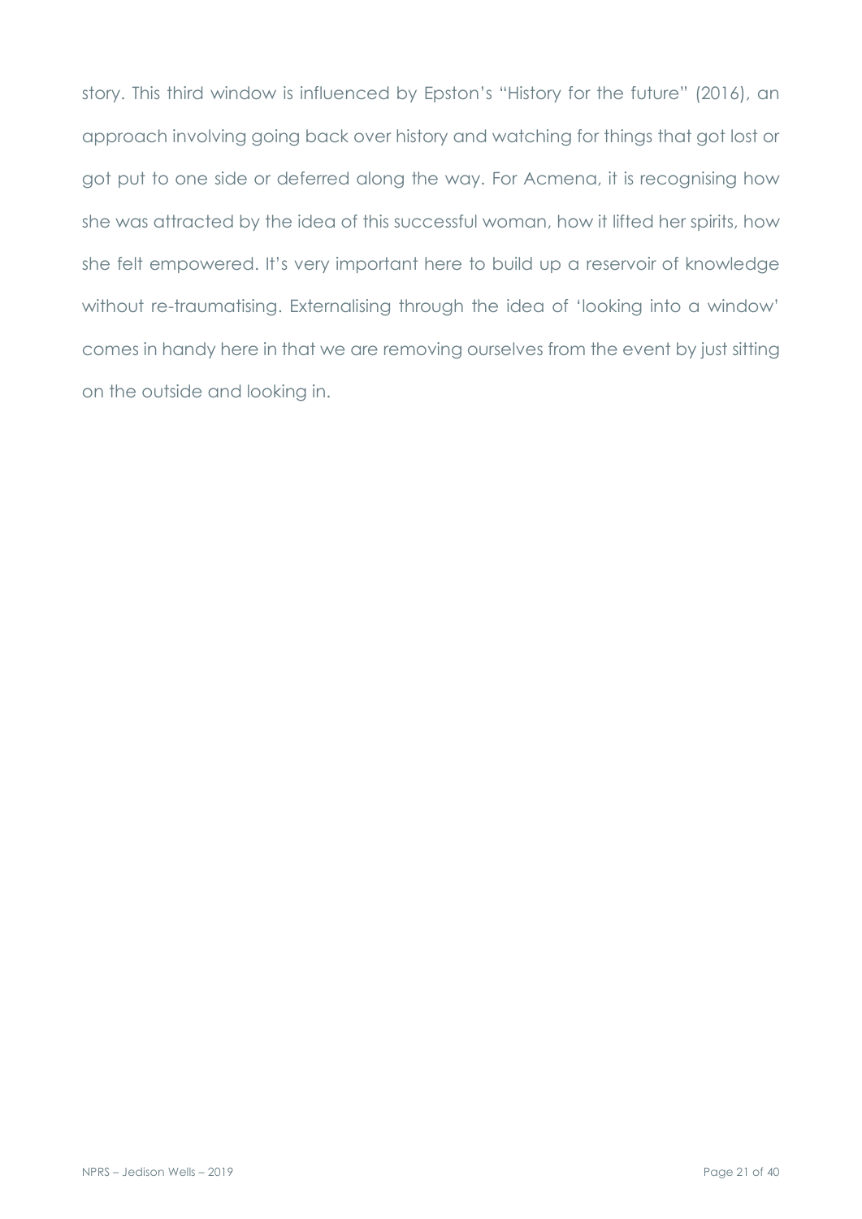story. This third window is influenced by Epston's "History for the future" (2016), an approach involving going back over history and watching for things that got lost or got put to one side or deferred along the way. For Acmena, it is recognising how she was attracted by the idea of this successful woman, how it lifted her spirits, how she felt empowered. It's very important here to build up a reservoir of knowledge without re-traumatising. Externalising through the idea of 'looking into a window' comes in handy here in that we are removing ourselves from the event by just sitting on the outside and looking in.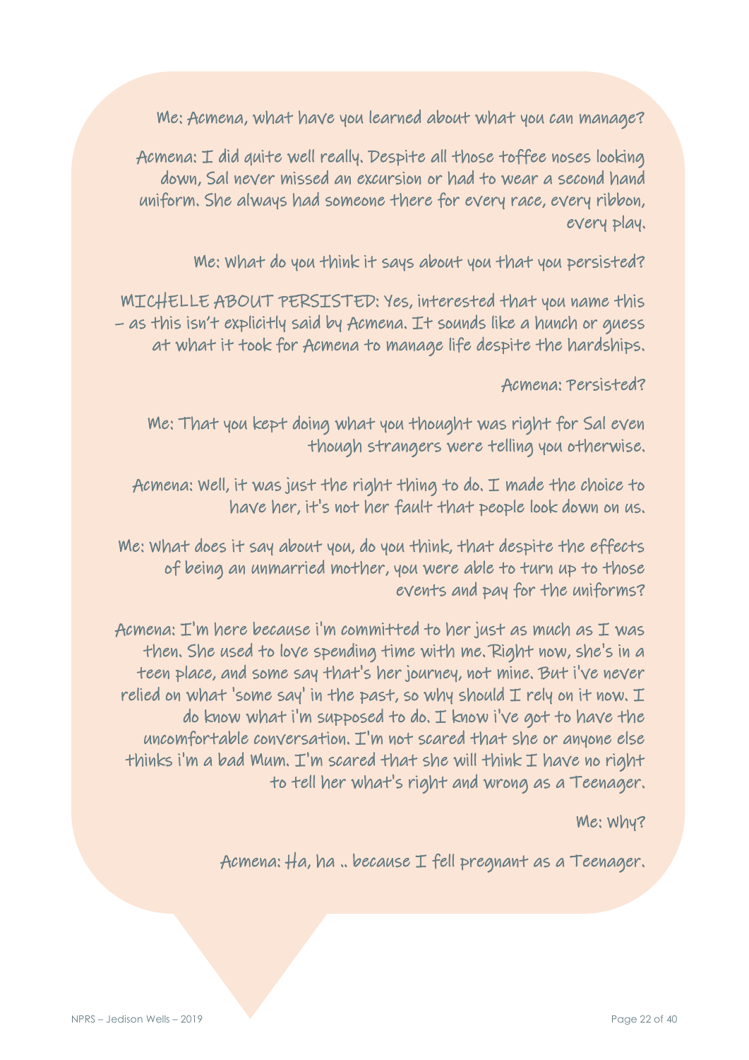Me: Acmena, what have you learned about what you can manage?

Acmena: I did quite well really. Despite all those toffee noses looking down, Sal never missed an excursion or had to wear a second hand uniform. She always had someone there for every race, every ribbon, every play.

Me: What do you think it says about you that you persisted?

MICHELLE ABOUT PERSISTED: Yes, interested that you name this – as this isn't explicitly said by Acmena. It sounds like a hunch or guess at what it took for Acmena to manage life despite the hardships.

Acmena: Persisted?

Me: That you kept doing what you thought was right for Sal even though strangers were telling you otherwise.

Acmena: Well, it was just the right thing to do. I made the choice to have her, it's not her fault that people look down on us.

Me: What does it say about you, do you think, that despite the effects of being an unmarried mother, you were able to turn up to those events and pay for the uniforms?

Acmena: I'm here because i'm committed to her just as much as I was then. She used to love spending time with me. Right now, she's in a teen place, and some say that's her journey, not mine. But i've never relied on what 'some say' in the past, so why should I rely on it now. I do know what i'm supposed to do. I know i've got to have the uncomfortable conversation. I'm not scared that she or anyone else thinks i'm a bad Mum. I'm scared that she will think I have no right to tell her what's right and wrong as a Teenager.

Me: Why?

Acmena: Ha, ha .. because I fell pregnant as a Teenager.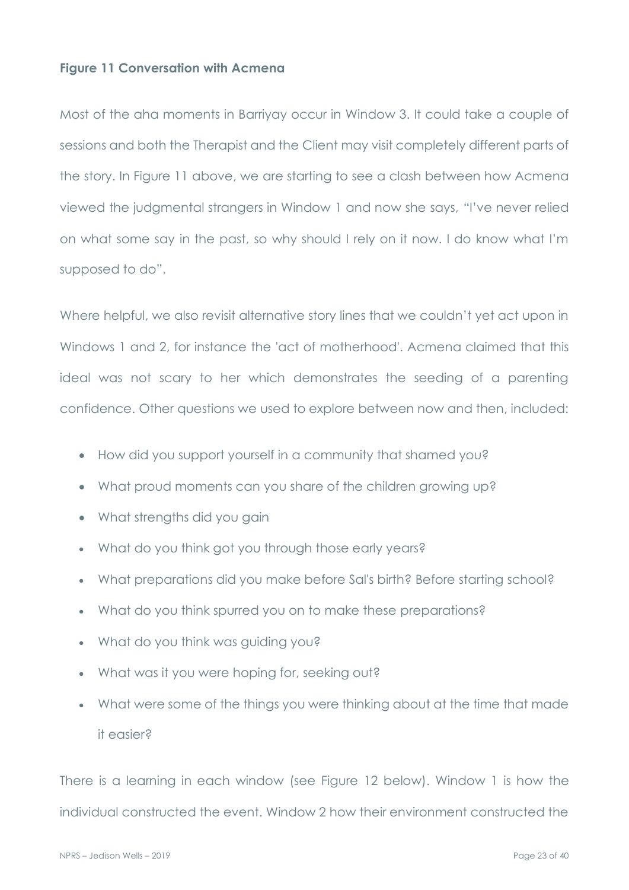**Figure 11 Conversation with Acmena**

Most of the aha moments in Barriyay occur in Window 3. It could take a couple of sessions and both the Therapist and the Client may visit completely different parts of the story. In Figure 11 above, we are starting to see a clash between how Acmena viewed the judgmental strangers in Window 1 and now she says, "I've never relied on what some say in the past, so why should I rely on it now. I do know what I'm supposed to do".

Where helpful, we also revisit alternative story lines that we couldn't yet act upon in Windows 1 and 2, for instance the 'act of motherhood'. Acmena claimed that this ideal was not scary to her which demonstrates the seeding of a parenting confidence. Other questions we used to explore between now and then, included:

- How did you support yourself in a community that shamed you?
- What proud moments can you share of the children growing up?
- What strengths did you gain
- What do you think got you through those early years?
- What preparations did you make before Sal's birth? Before starting school?
- What do you think spurred you on to make these preparations?
- What do you think was guiding you?
- What was it you were hoping for, seeking out?
- What were some of the things you were thinking about at the time that made it easier?

There is a learning in each window (see Figure 12 below). Window 1 is how the individual constructed the event. Window 2 how their environment constructed the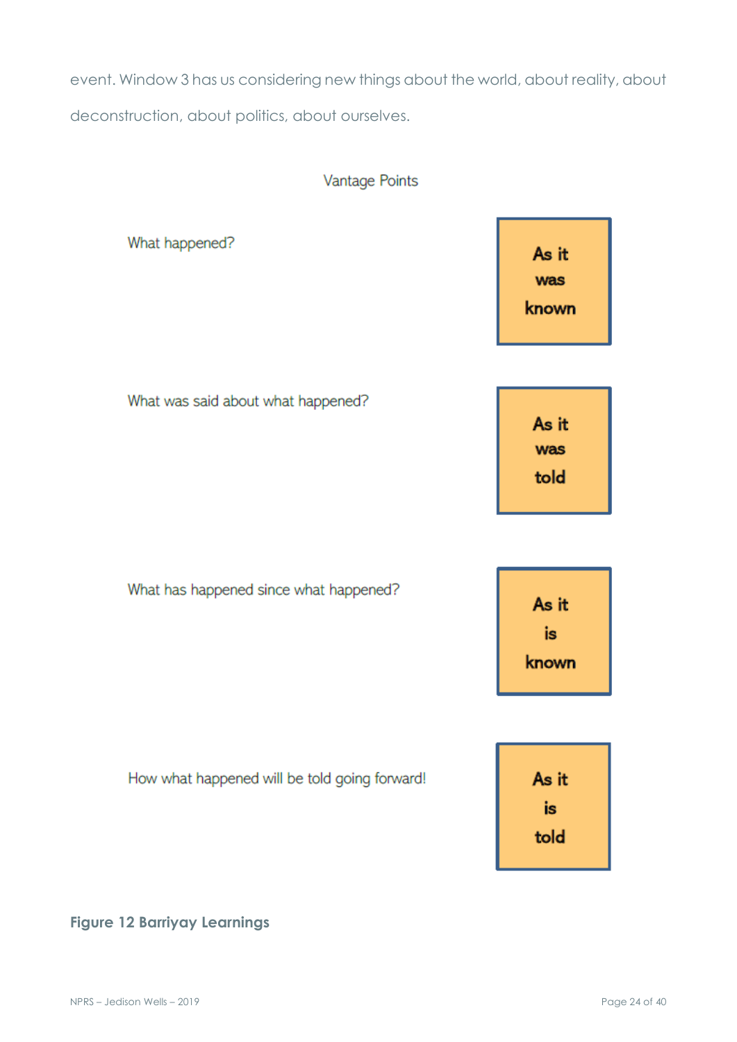event. Window 3 has us considering new things about the world, about reality, about deconstruction, about politics, about ourselves.

Vantage Points

| | |
|---|---|
| What happened? | **As it was known** |
| What was said about what happened? | **As it was told** |
| What has happened since what happened? | **As it is known** |
| How what happened will be told going forward! | **As it is told** |

**Figure 12 Barriyay Learnings**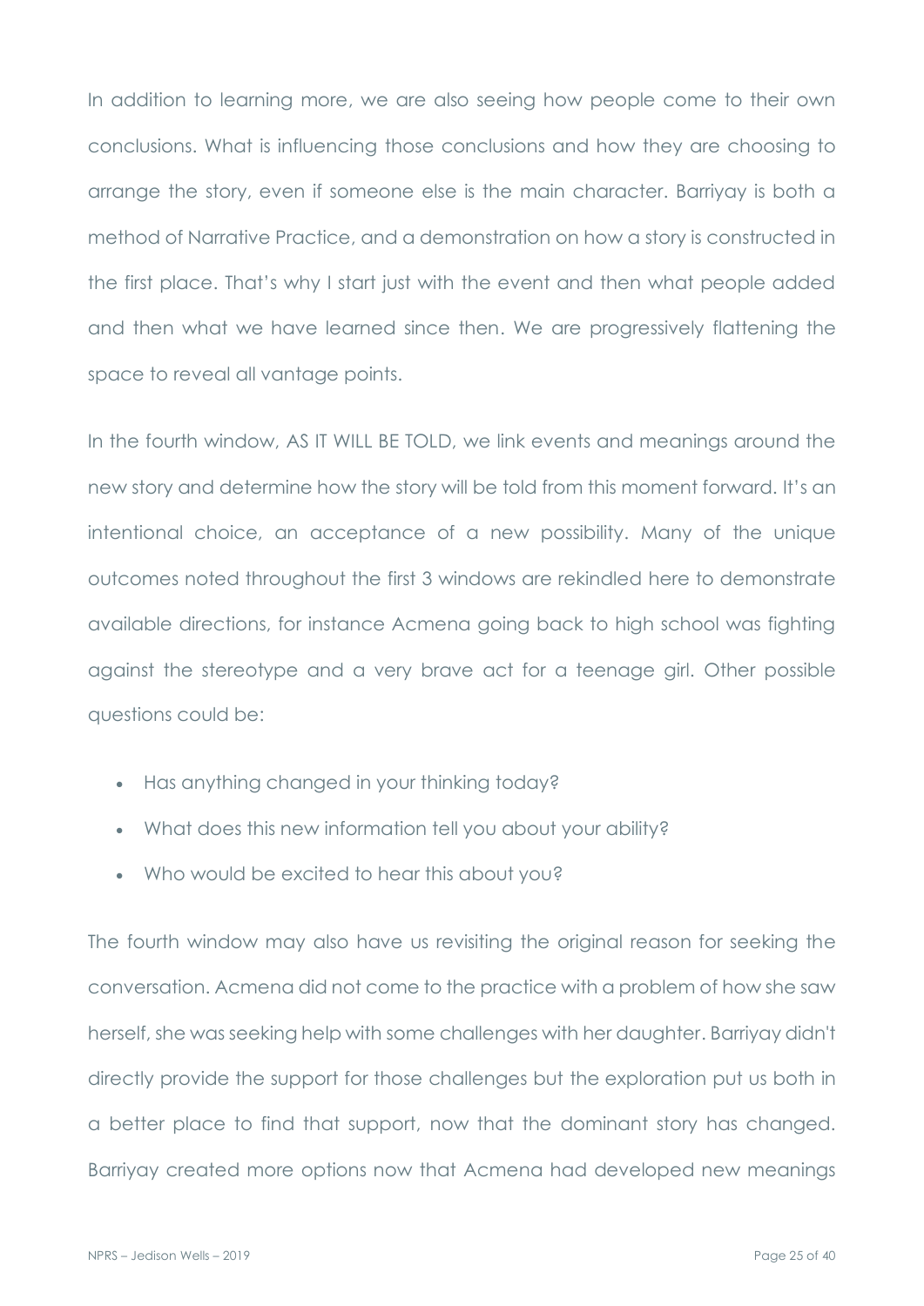In addition to learning more, we are also seeing how people come to their own conclusions. What is influencing those conclusions and how they are choosing to arrange the story, even if someone else is the main character. Barriyay is both a method of Narrative Practice, and a demonstration on how a story is constructed in the first place. That's why I start just with the event and then what people added and then what we have learned since then. We are progressively flattening the space to reveal all vantage points.

In the fourth window, AS IT WILL BE TOLD, we link events and meanings around the new story and determine how the story will be told from this moment forward. It's an intentional choice, an acceptance of a new possibility. Many of the unique outcomes noted throughout the first 3 windows are rekindled here to demonstrate available directions, for instance Acmena going back to high school was fighting against the stereotype and a very brave act for a teenage girl. Other possible questions could be:

- Has anything changed in your thinking today?
- What does this new information tell you about your ability?
- Who would be excited to hear this about you?

The fourth window may also have us revisiting the original reason for seeking the conversation. Acmena did not come to the practice with a problem of how she saw herself, she was seeking help with some challenges with her daughter. Barriyay didn't directly provide the support for those challenges but the exploration put us both in a better place to find that support, now that the dominant story has changed. Barriyay created more options now that Acmena had developed new meanings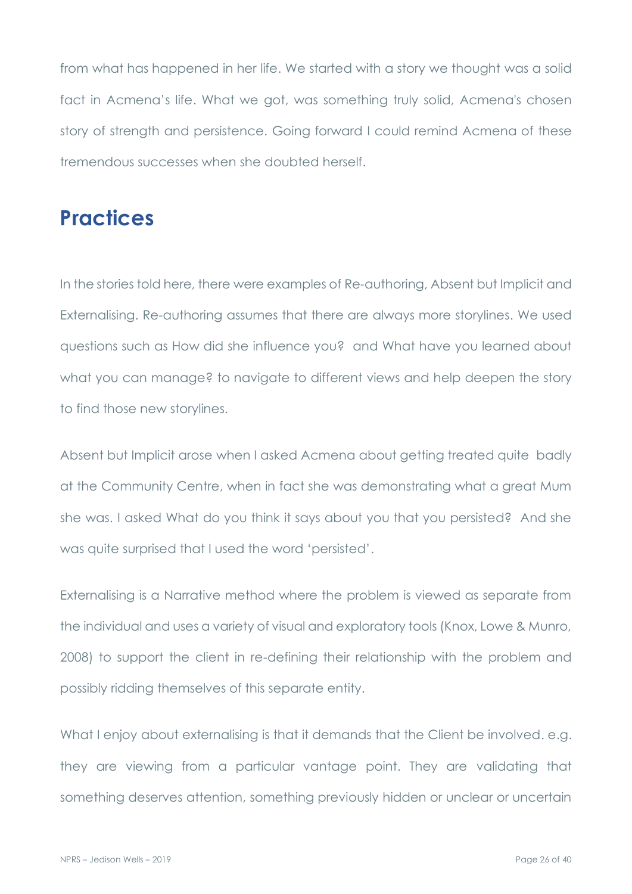from what has happened in her life. We started with a story we thought was a solid fact in Acmena's life. What we got, was something truly solid, Acmena's chosen story of strength and persistence. Going forward I could remind Acmena of these tremendous successes when she doubted herself.

# Practices

In the stories told here, there were examples of Re-authoring, Absent but Implicit and Externalising. Re-authoring assumes that there are always more storylines. We used questions such as How did she influence you? and What have you learned about what you can manage? to navigate to different views and help deepen the story to find those new storylines.

Absent but Implicit arose when I asked Acmena about getting treated quite badly at the Community Centre, when in fact she was demonstrating what a great Mum she was. I asked What do you think it says about you that you persisted? And she was quite surprised that I used the word 'persisted'.

Externalising is a Narrative method where the problem is viewed as separate from the individual and uses a variety of visual and exploratory tools (Knox, Lowe & Munro, 2008) to support the client in re-defining their relationship with the problem and possibly ridding themselves of this separate entity.

What I enjoy about externalising is that it demands that the Client be involved. e.g. they are viewing from a particular vantage point. They are validating that something deserves attention, something previously hidden or unclear or uncertain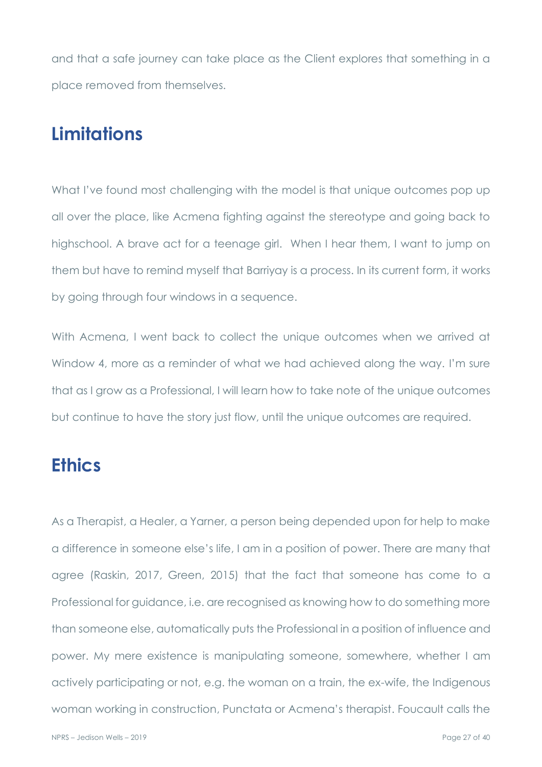and that a safe journey can take place as the Client explores that something in a place removed from themselves.

## Limitations

What I've found most challenging with the model is that unique outcomes pop up all over the place, like Acmena fighting against the stereotype and going back to highschool. A brave act for a teenage girl. When I hear them, I want to jump on them but have to remind myself that Barriyay is a process. In its current form, it works by going through four windows in a sequence.

With Acmena, I went back to collect the unique outcomes when we arrived at Window 4, more as a reminder of what we had achieved along the way. I'm sure that as I grow as a Professional, I will learn how to take note of the unique outcomes but continue to have the story just flow, until the unique outcomes are required.

## Ethics

As a Therapist, a Healer, a Yarner, a person being depended upon for help to make a difference in someone else's life, I am in a position of power. There are many that agree (Raskin, 2017, Green, 2015) that the fact that someone has come to a Professional for guidance, i.e. are recognised as knowing how to do something more than someone else, automatically puts the Professional in a position of influence and power. My mere existence is manipulating someone, somewhere, whether I am actively participating or not, e.g. the woman on a train, the ex-wife, the Indigenous woman working in construction, Punctata or Acmena's therapist. Foucault calls the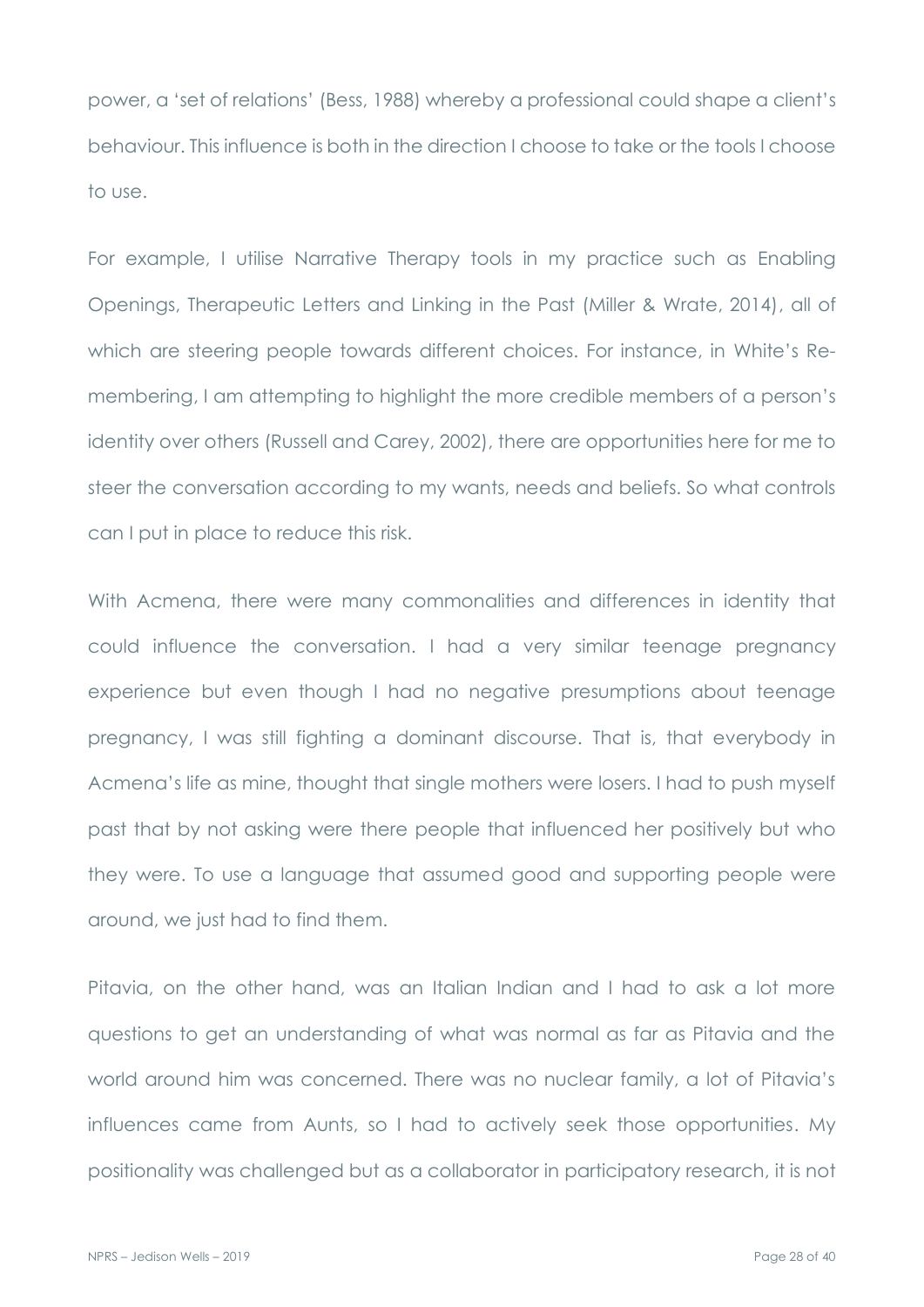power, a 'set of relations' (Bess, 1988) whereby a professional could shape a client's behaviour. This influence is both in the direction I choose to take or the tools I choose to use.

For example, I utilise Narrative Therapy tools in my practice such as Enabling Openings, Therapeutic Letters and Linking in the Past (Miller & Wrate, 2014), all of which are steering people towards different choices. For instance, in White's Re-membering, I am attempting to highlight the more credible members of a person's identity over others (Russell and Carey, 2002), there are opportunities here for me to steer the conversation according to my wants, needs and beliefs. So what controls can I put in place to reduce this risk.

With Acmena, there were many commonalities and differences in identity that could influence the conversation. I had a very similar teenage pregnancy experience but even though I had no negative presumptions about teenage pregnancy, I was still fighting a dominant discourse. That is, that everybody in Acmena's life as mine, thought that single mothers were losers. I had to push myself past that by not asking were there people that influenced her positively but who they were. To use a language that assumed good and supporting people were around, we just had to find them.

Pitavia, on the other hand, was an Italian Indian and I had to ask a lot more questions to get an understanding of what was normal as far as Pitavia and the world around him was concerned. There was no nuclear family, a lot of Pitavia's influences came from Aunts, so I had to actively seek those opportunities. My positionality was challenged but as a collaborator in participatory research, it is not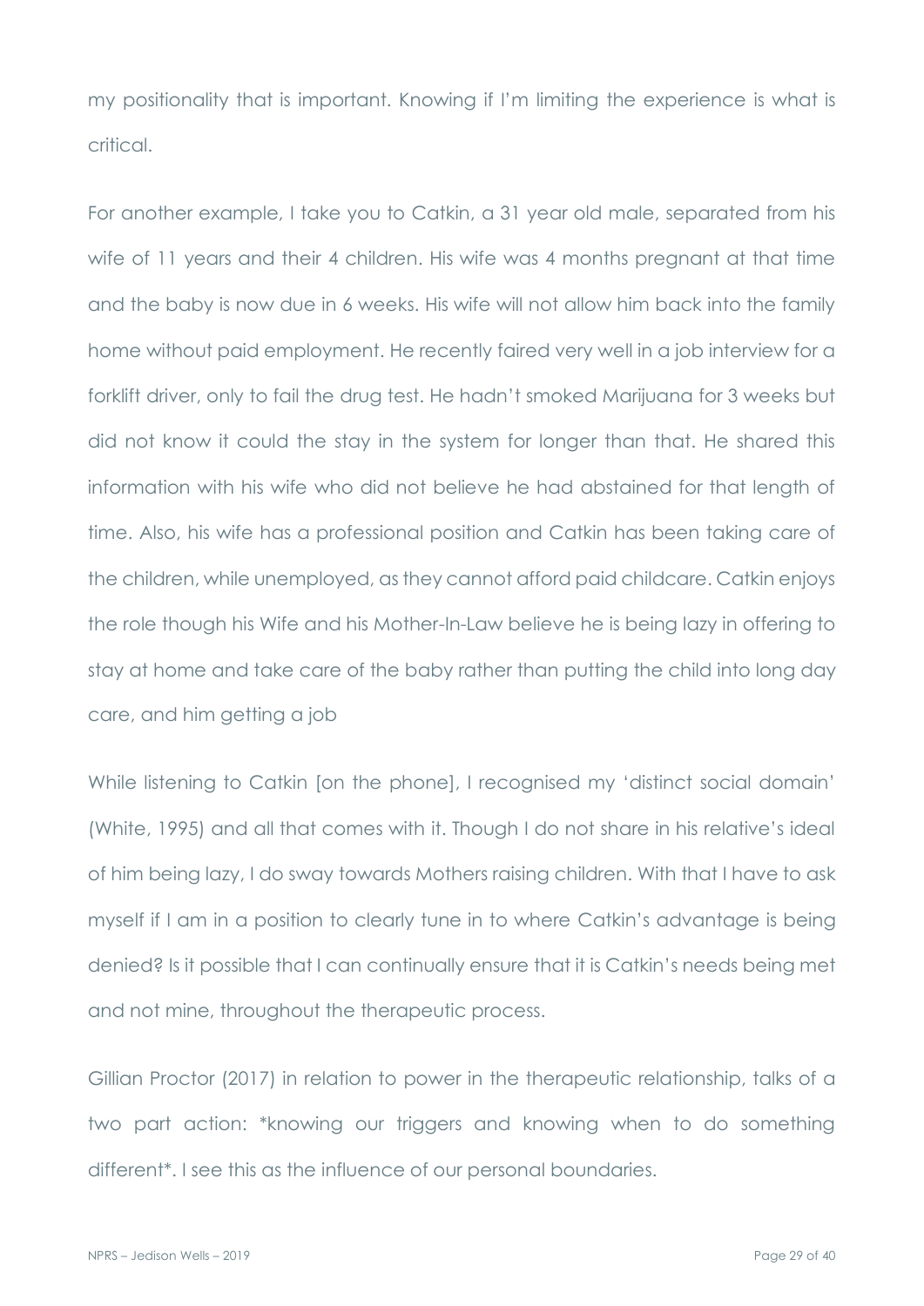my positionality that is important. Knowing if I'm limiting the experience is what is critical.

For another example, I take you to Catkin, a 31 year old male, separated from his wife of 11 years and their 4 children. His wife was 4 months pregnant at that time and the baby is now due in 6 weeks. His wife will not allow him back into the family home without paid employment. He recently faired very well in a job interview for a forklift driver, only to fail the drug test. He hadn't smoked Marijuana for 3 weeks but did not know it could the stay in the system for longer than that. He shared this information with his wife who did not believe he had abstained for that length of time. Also, his wife has a professional position and Catkin has been taking care of the children, while unemployed, as they cannot afford paid childcare. Catkin enjoys the role though his Wife and his Mother-In-Law believe he is being lazy in offering to stay at home and take care of the baby rather than putting the child into long day care, and him getting a job

While listening to Catkin [on the phone], I recognised my 'distinct social domain' (White, 1995) and all that comes with it. Though I do not share in his relative's ideal of him being lazy, I do sway towards Mothers raising children. With that I have to ask myself if I am in a position to clearly tune in to where Catkin's advantage is being denied? Is it possible that I can continually ensure that it is Catkin's needs being met and not mine, throughout the therapeutic process.

Gillian Proctor (2017) in relation to power in the therapeutic relationship, talks of a two part action: *knowing our triggers and knowing when to do something different*. I see this as the influence of our personal boundaries.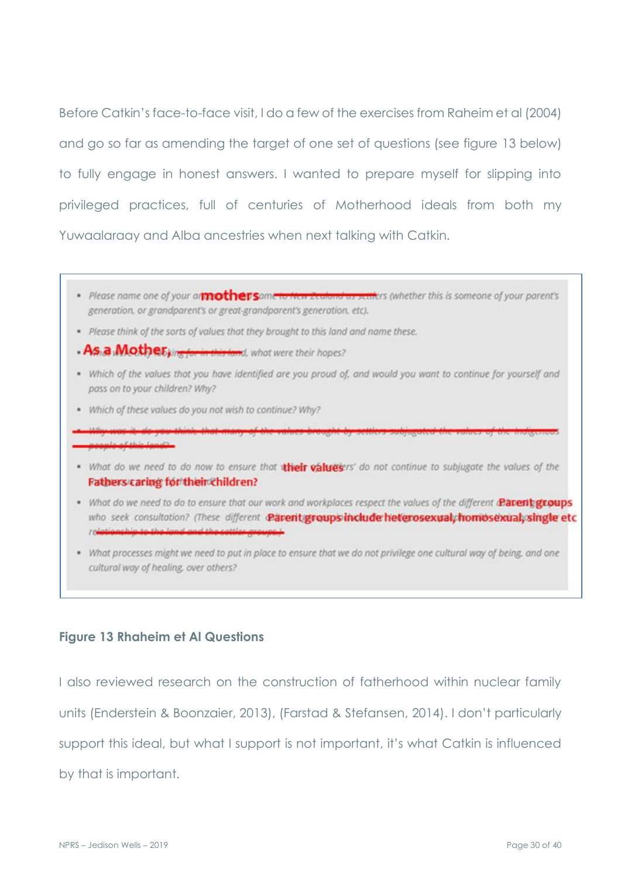Before Catkin's face-to-face visit, I do a few of the exercises from Raheim et al (2004) and go so far as amending the target of one set of questions (see figure 13 below) to fully engage in honest answers. I wanted to prepare myself for slipping into privileged practices, full of centuries of Motherhood ideals from both my Yuwaalaraay and Alba ancestries when next talking with Catkin.

- Please name one of your **mothers** (whether this is someone of your parent's generation, or grandparent's or great-grandparent's generation, etc).
- Please think of the sorts of values that they brought to this land and name these.
- **As a Mother**, what were their hopes?
- Which of the values that you have identified are you proud of, and would you want to continue for yourself and pass on to your children? Why?
- Which of these values do you not wish to continue? Why?
- ~~Why was it, do you think, that many of the values brought by settlers subjugated the values of the Indigenous people of this land?~~
- What do we need to do now to ensure that **their values** do not continue to subjugate the values of the **Fathers caring for their children?**
- What do we need to do to ensure that our work and workplaces respect the values of the different **Parent groups** who seek consultation? (These different **Parent groups include heterosexual, homosexual, single etc** ~~relationship to the land and the settler groups.~~)
- What processes might we need to put in place to ensure that we do not privilege one cultural way of being, and one cultural way of healing, over others?

**Figure 13 Rhaheim et Al Questions**

I also reviewed research on the construction of fatherhood within nuclear family units (Enderstein & Boonzaier, 2013), (Farstad & Stefansen, 2014). I don't particularly support this ideal, but what I support is not important, it's what Catkin is influenced by that is important.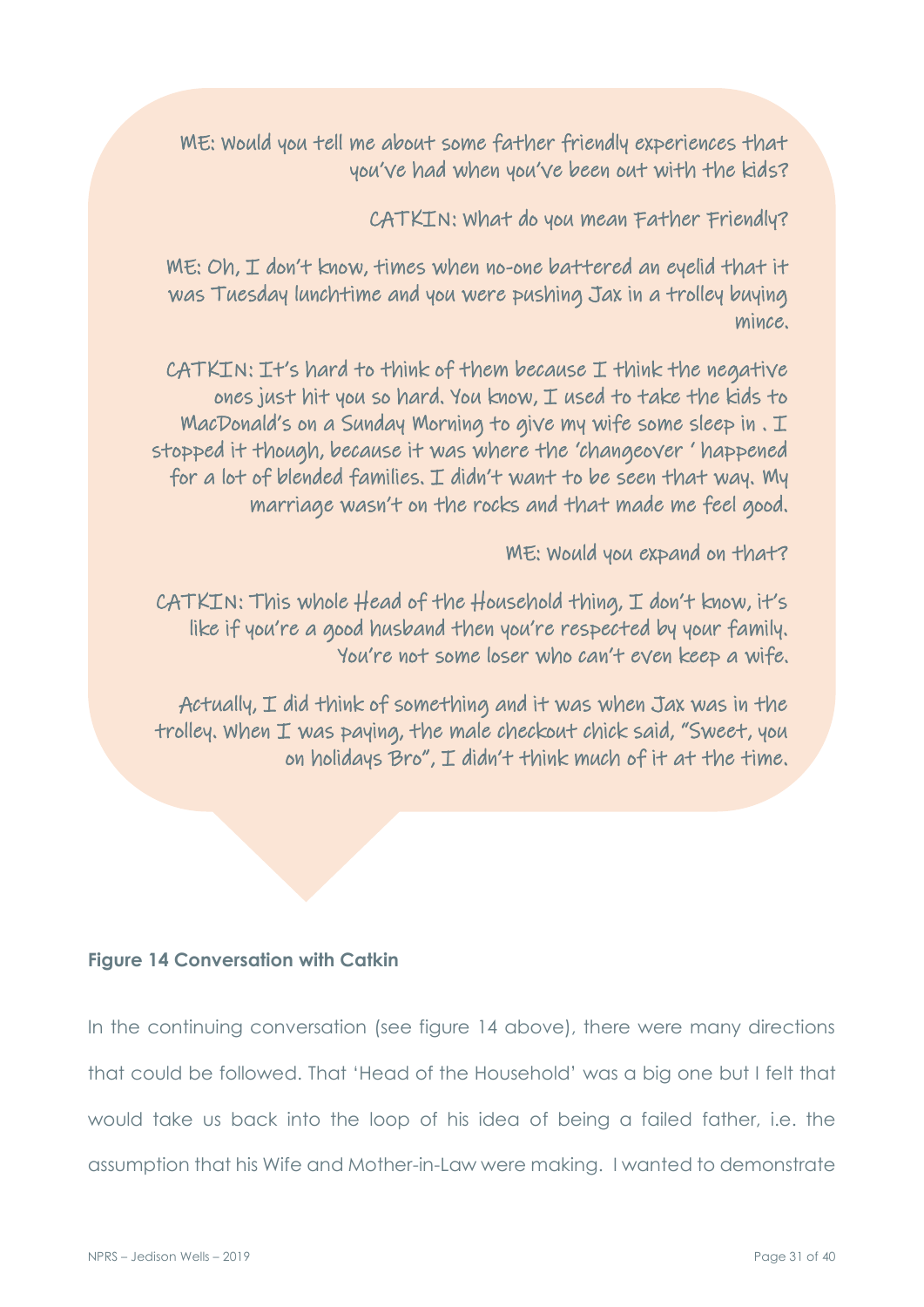ME: Would you tell me about some father friendly experiences that you've had when you've been out with the kids?

CATKIN: What do you mean Father Friendly?

ME: Oh, I don't know, times when no-one battered an eyelid that it was Tuesday lunchtime and you were pushing Jax in a trolley buying mince.

CATKIN: It's hard to think of them because I think the negative ones just hit you so hard. You know, I used to take the kids to MacDonald's on a Sunday Morning to give my wife some sleep in . I stopped it though, because it was where the 'changeover ' happened for a lot of blended families. I didn't want to be seen that way. My marriage wasn't on the rocks and that made me feel good.

ME: Would you expand on that?

CATKIN: This whole Head of the Household thing, I don't know, it's like if you're a good husband then you're respected by your family. You're not some loser who can't even keep a wife.

Actually, I did think of something and it was when Jax was in the trolley. When I was paying, the male checkout chick said, "Sweet, you on holidays Bro", I didn't think much of it at the time.

**Figure 14 Conversation with Catkin**

In the continuing conversation (see figure 14 above), there were many directions that could be followed. That 'Head of the Household' was a big one but I felt that would take us back into the loop of his idea of being a failed father, i.e. the assumption that his Wife and Mother-in-Law were making. I wanted to demonstrate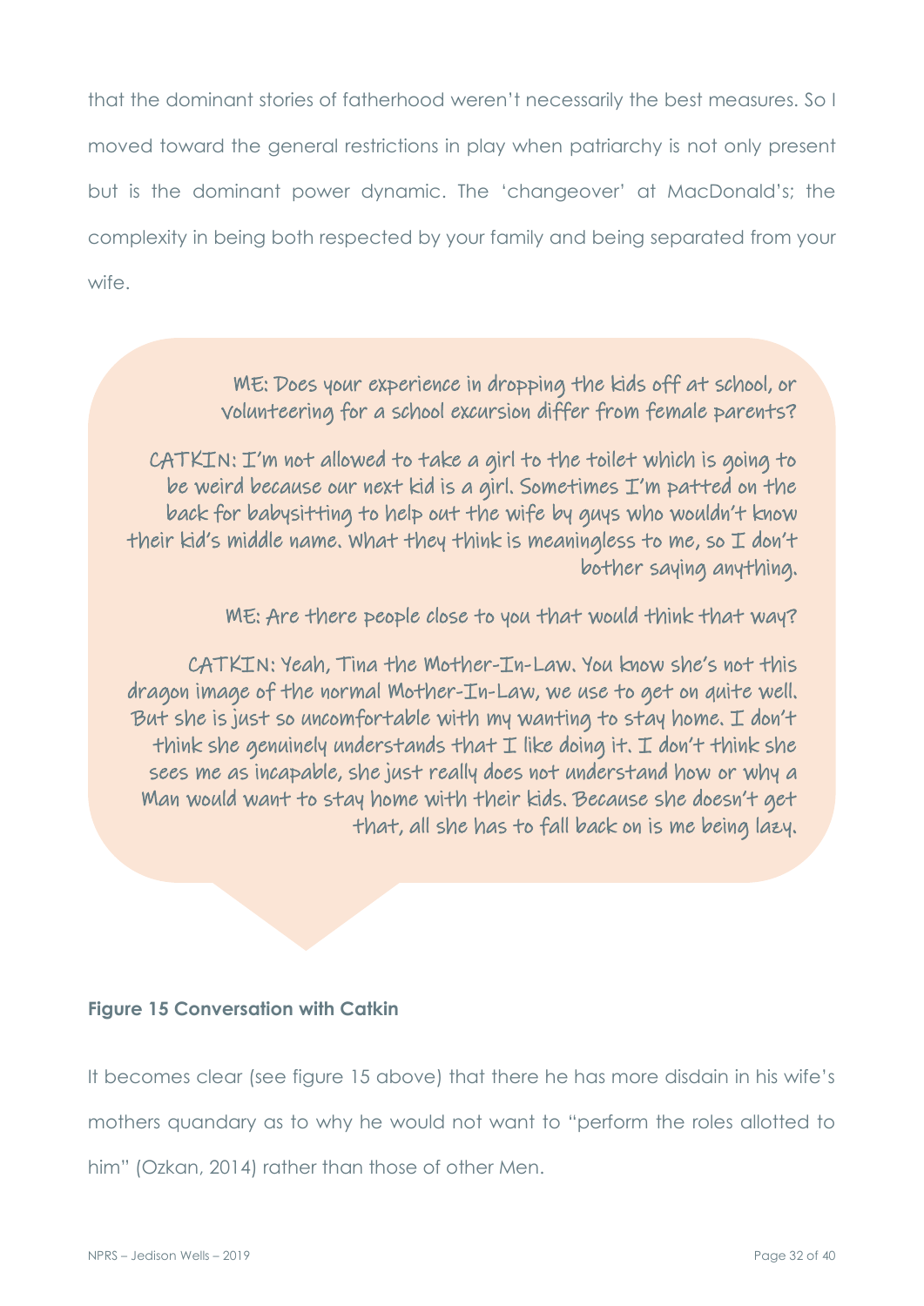that the dominant stories of fatherhood weren't necessarily the best measures. So I moved toward the general restrictions in play when patriarchy is not only present but is the dominant power dynamic. The 'changeover' at MacDonald's; the complexity in being both respected by your family and being separated from your wife.

> ME: Does your experience in dropping the kids off at school, or volunteering for a school excursion differ from female parents?
>
> CATKIN: I'm not allowed to take a girl to the toilet which is going to be weird because our next kid is a girl. Sometimes I'm patted on the back for babysitting to help out the wife by guys who wouldn't know their kid's middle name. What they think is meaningless to me, so I don't bother saying anything.
>
> ME: Are there people close to you that would think that way?
>
> CATKIN: Yeah, Tina the Mother-In-Law. You know she's not this dragon image of the normal Mother-In-Law, we use to get on quite well. But she is just so uncomfortable with my wanting to stay home. I don't think she genuinely understands that I like doing it. I don't think she sees me as incapable, she just really does not understand how or why a Man would want to stay home with their kids. Because she doesn't get that, all she has to fall back on is me being lazy.

**Figure 15 Conversation with Catkin**

It becomes clear (see figure 15 above) that there he has more disdain in his wife's mothers quandary as to why he would not want to "perform the roles allotted to him" (Ozkan, 2014) rather than those of other Men.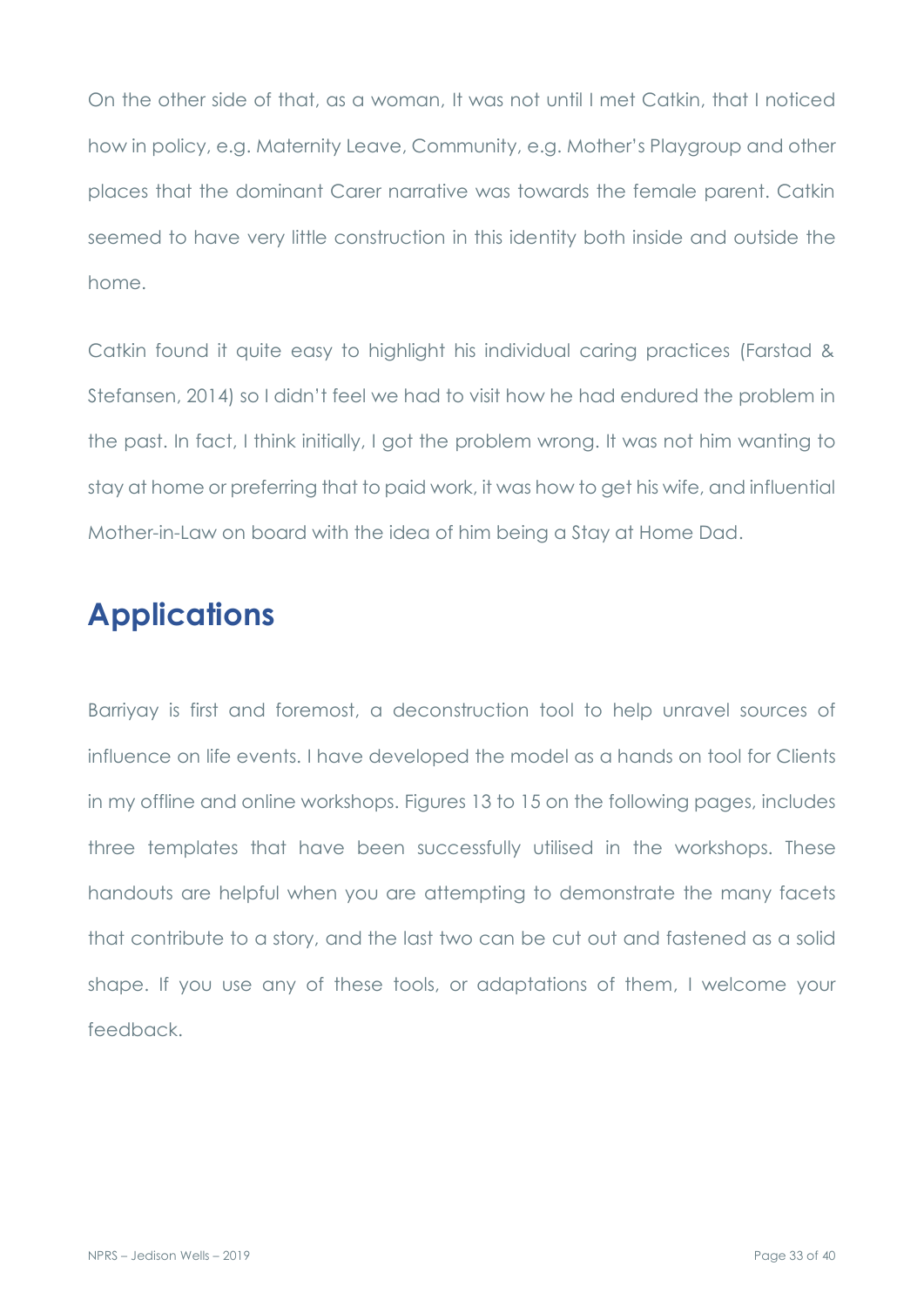On the other side of that, as a woman, It was not until I met Catkin, that I noticed how in policy, e.g. Maternity Leave, Community, e.g. Mother's Playgroup and other places that the dominant Carer narrative was towards the female parent. Catkin seemed to have very little construction in this identity both inside and outside the home.

Catkin found it quite easy to highlight his individual caring practices (Farstad & Stefansen, 2014) so I didn't feel we had to visit how he had endured the problem in the past. In fact, I think initially, I got the problem wrong. It was not him wanting to stay at home or preferring that to paid work, it was how to get his wife, and influential Mother-in-Law on board with the idea of him being a Stay at Home Dad.

## Applications

Barriyay is first and foremost, a deconstruction tool to help unravel sources of influence on life events. I have developed the model as a hands on tool for Clients in my offline and online workshops. Figures 13 to 15 on the following pages, includes three templates that have been successfully utilised in the workshops. These handouts are helpful when you are attempting to demonstrate the many facets that contribute to a story, and the last two can be cut out and fastened as a solid shape. If you use any of these tools, or adaptations of them, I welcome your feedback.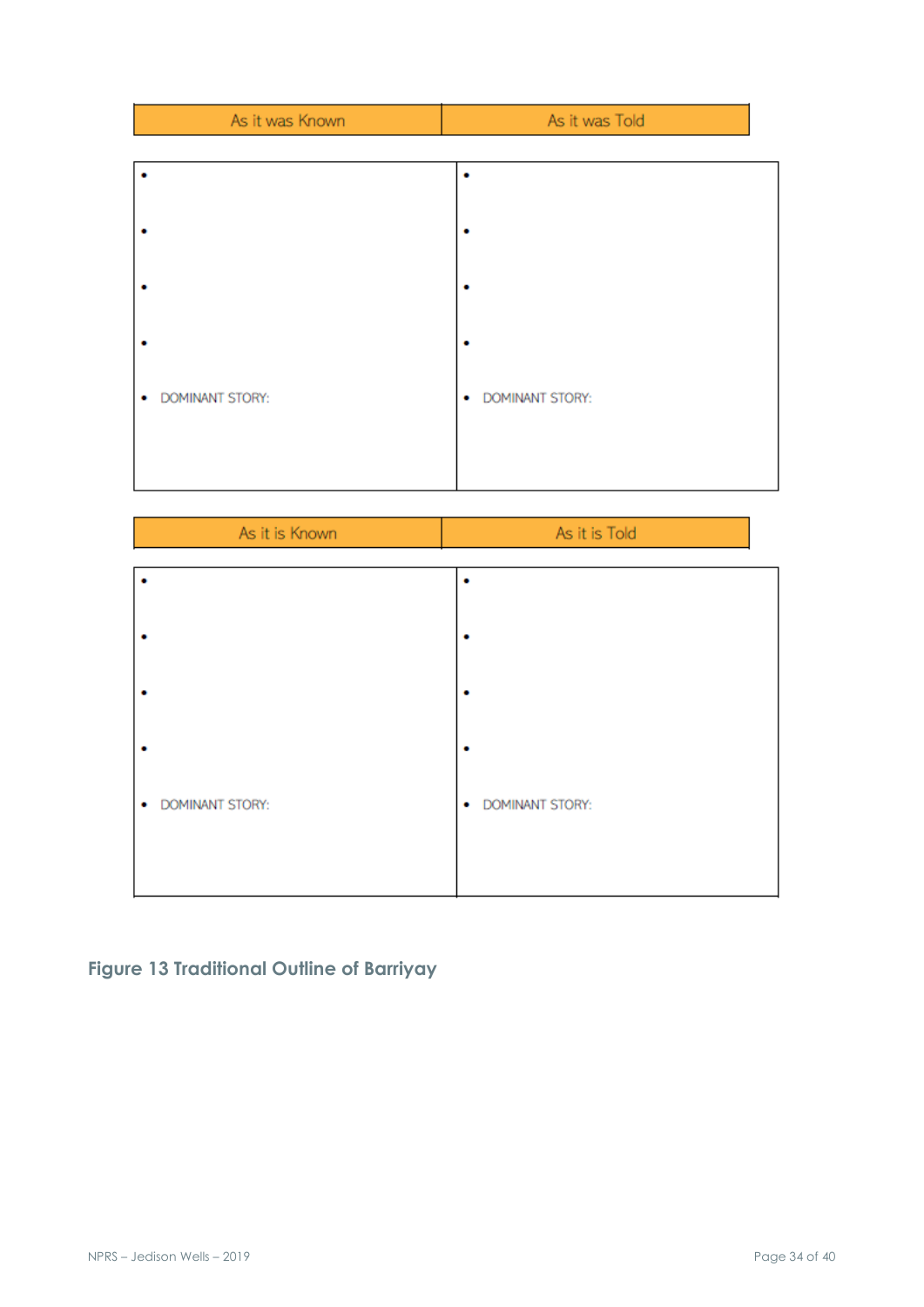| As it was Known | As it was Told |
| --- | --- |
| •<br><br>•<br><br>•<br><br>•<br><br>• DOMINANT STORY: | •<br><br>•<br><br>•<br><br>•<br><br>• DOMINANT STORY: |

| As it is Known | As it is Told |
| --- | --- |
| •<br><br>•<br><br>•<br><br>•<br><br>• DOMINANT STORY: | •<br><br>•<br><br>•<br><br>•<br><br>• DOMINANT STORY: |

**Figure 13 Traditional Outline of Barriyay**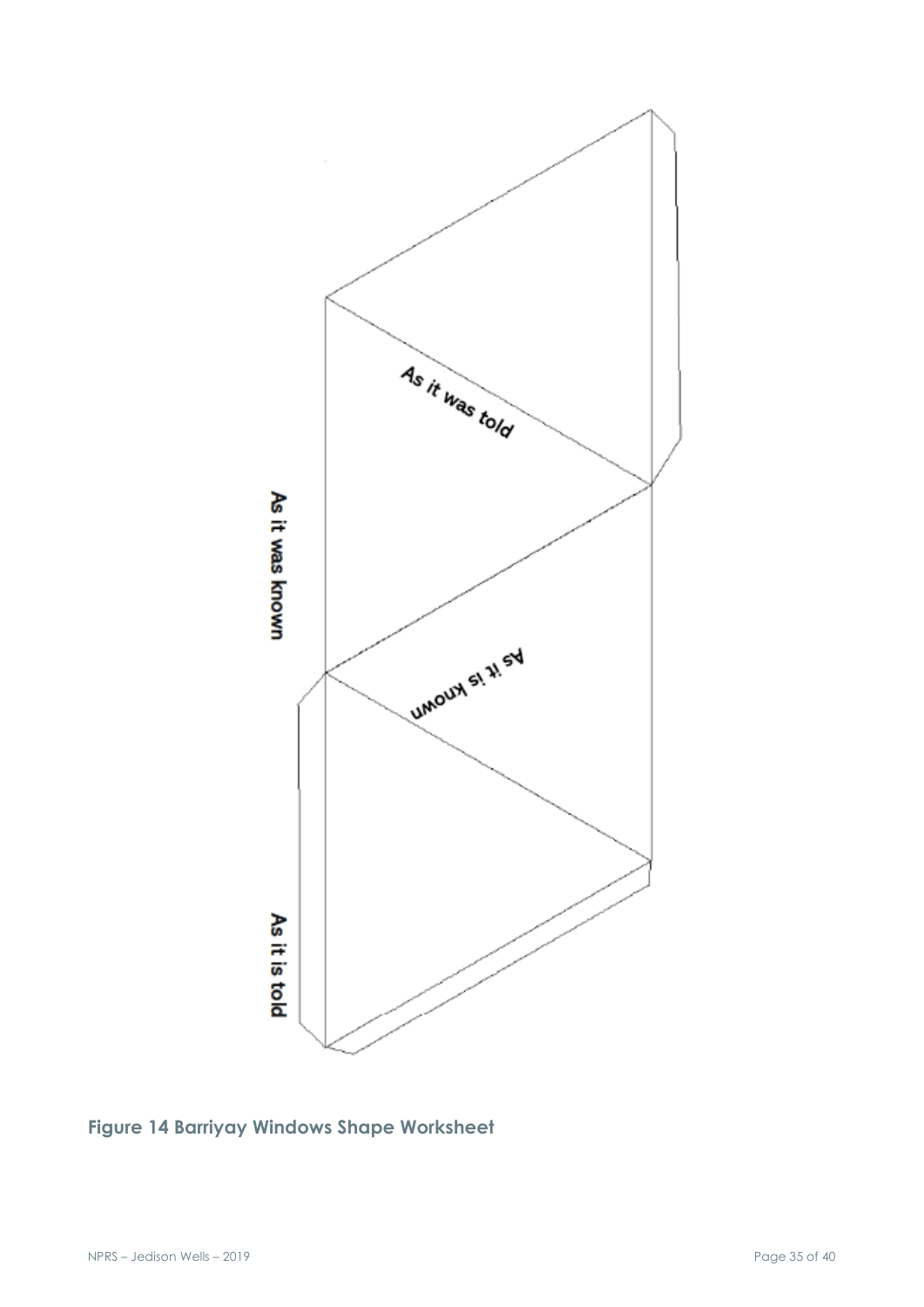As it was told

As it was known

As it is known

As it is told

**Figure 14 Barriyay Windows Shape Worksheet**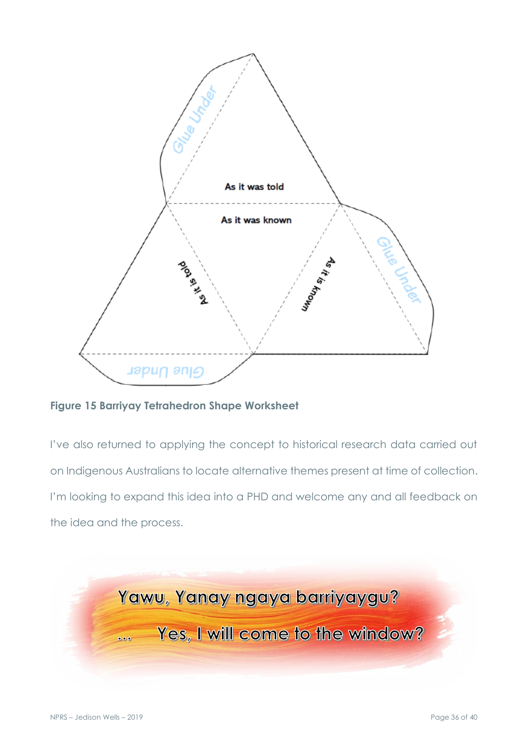As it was told

As it was known

As it is told

As it is known

Glue Under

Glue Under

Glue Under

**Figure 15 Barriyay Tetrahedron Shape Worksheet**

I've also returned to applying the concept to historical research data carried out on Indigenous Australians to locate alternative themes present at time of collection. I'm looking to expand this idea into a PHD and welcome any and all feedback on the idea and the process.

**Yawu, Yanay ngaya barriyaygu?**

**... Yes, I will come to the window?**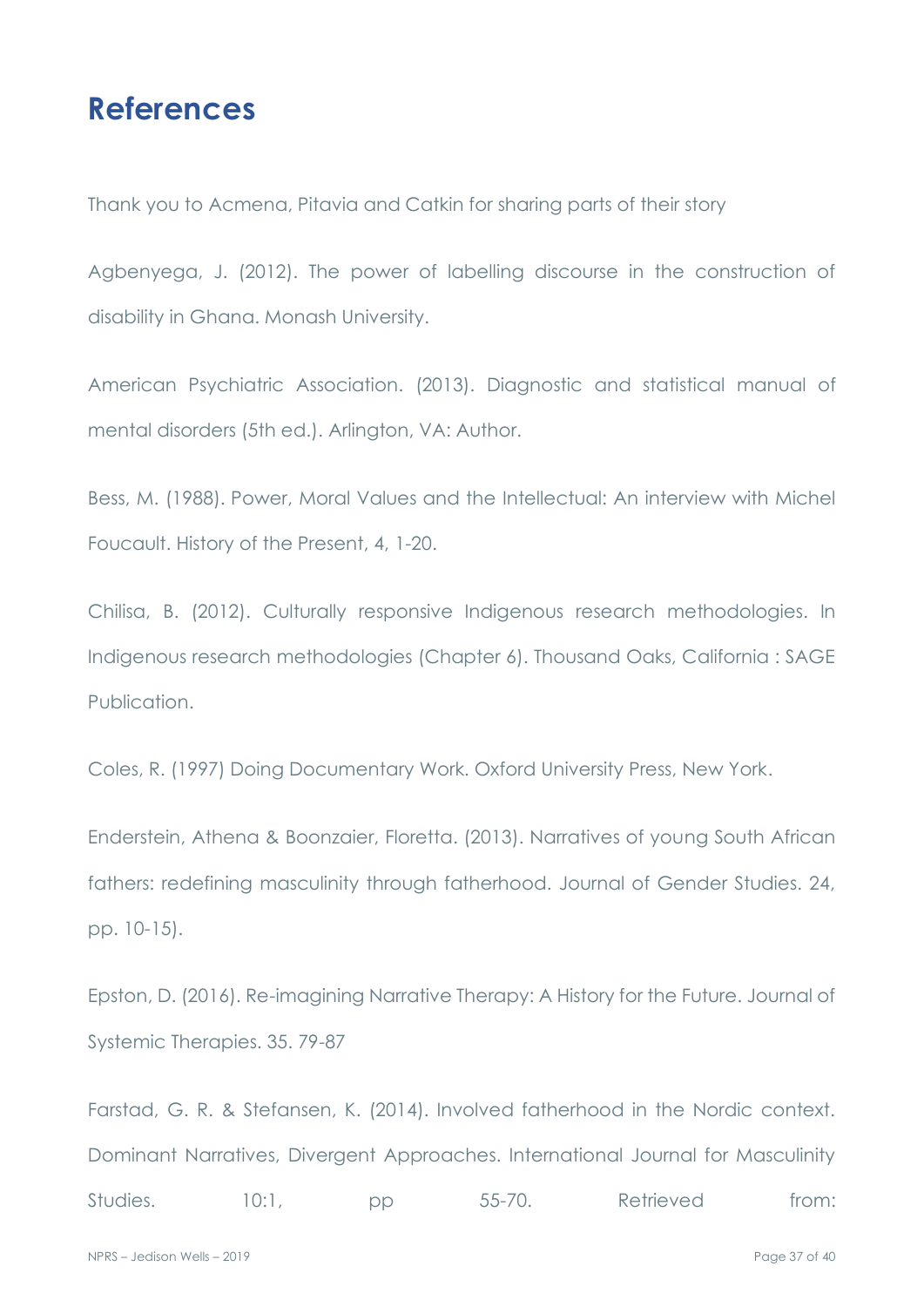# References

Thank you to Acmena, Pitavia and Catkin for sharing parts of their story

Agbenyega, J. (2012). The power of labelling discourse in the construction of disability in Ghana. Monash University.

American Psychiatric Association. (2013). Diagnostic and statistical manual of mental disorders (5th ed.). Arlington, VA: Author.

Bess, M. (1988). Power, Moral Values and the Intellectual: An interview with Michel Foucault. History of the Present, 4, 1-20.

Chilisa, B. (2012). Culturally responsive Indigenous research methodologies. In Indigenous research methodologies (Chapter 6). Thousand Oaks, California : SAGE Publication.

Coles, R. (1997) Doing Documentary Work. Oxford University Press, New York.

Enderstein, Athena & Boonzaier, Floretta. (2013). Narratives of young South African fathers: redefining masculinity through fatherhood. Journal of Gender Studies. 24, pp. 10-15).

Epston, D. (2016). Re-imagining Narrative Therapy: A History for the Future. Journal of Systemic Therapies. 35. 79-87

Farstad, G. R. & Stefansen, K. (2014). Involved fatherhood in the Nordic context. Dominant Narratives, Divergent Approaches. International Journal for Masculinity Studies. 10:1, pp 55-70. Retrieved from: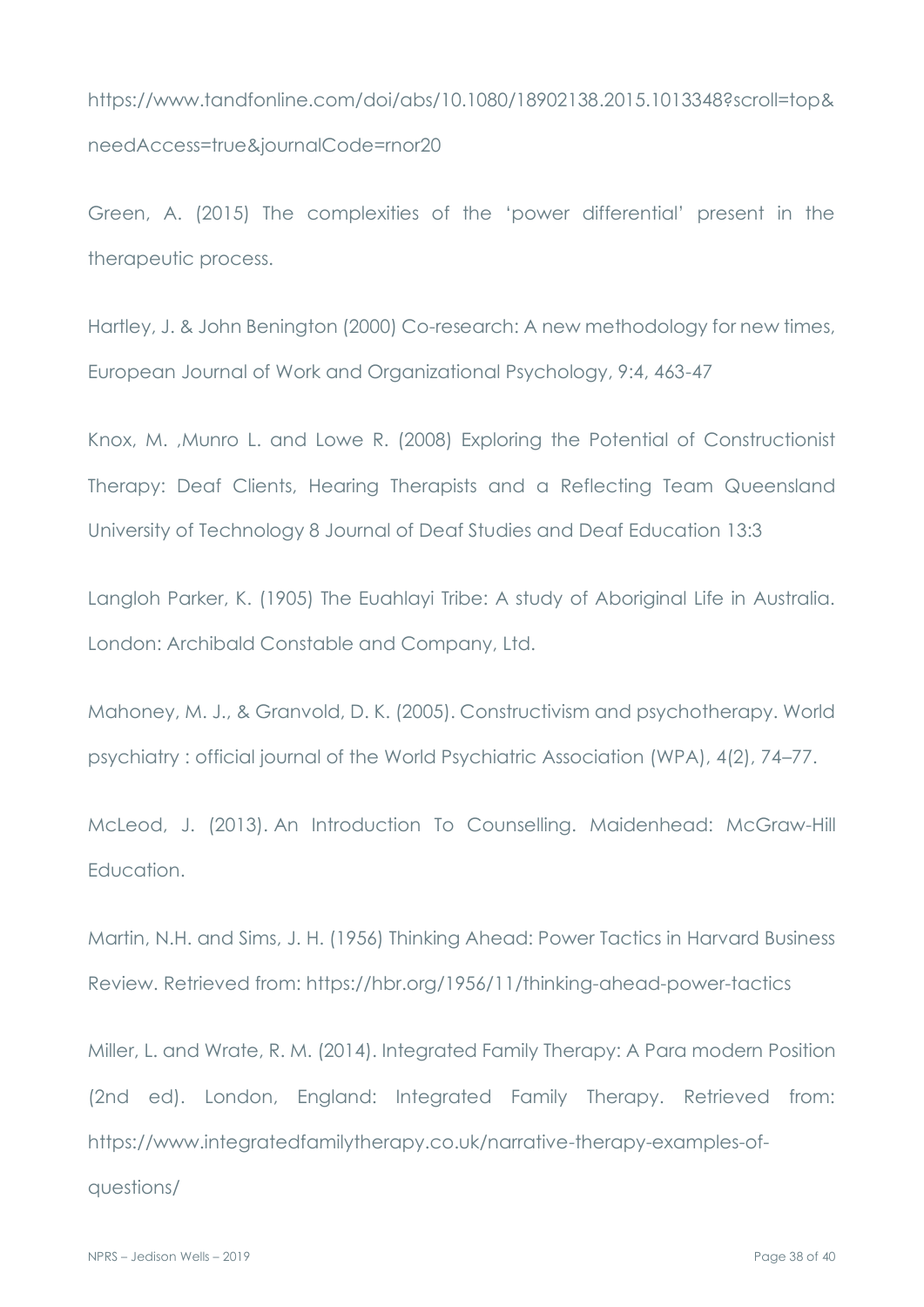https://www.tandfonline.com/doi/abs/10.1080/18902138.2015.1013348?scroll=top&needAccess=true&journalCode=rnor20

Green, A. (2015) The complexities of the 'power differential' present in the therapeutic process.

Hartley, J. & John Benington (2000) Co-research: A new methodology for new times, European Journal of Work and Organizational Psychology, 9:4, 463-47

Knox, M. ,Munro L. and Lowe R. (2008) Exploring the Potential of Constructionist Therapy: Deaf Clients, Hearing Therapists and a Reflecting Team Queensland University of Technology 8 Journal of Deaf Studies and Deaf Education 13:3

Langloh Parker, K. (1905) The Euahlayi Tribe: A study of Aboriginal Life in Australia. London: Archibald Constable and Company, Ltd.

Mahoney, M. J., & Granvold, D. K. (2005). Constructivism and psychotherapy. World psychiatry : official journal of the World Psychiatric Association (WPA), 4(2), 74–77.

McLeod, J. (2013). An Introduction To Counselling. Maidenhead: McGraw-Hill Education.

Martin, N.H. and Sims, J. H. (1956) Thinking Ahead: Power Tactics in Harvard Business Review. Retrieved from: https://hbr.org/1956/11/thinking-ahead-power-tactics

Miller, L. and Wrate, R. M. (2014). Integrated Family Therapy: A Para modern Position (2nd ed). London, England: Integrated Family Therapy. Retrieved from: https://www.integratedfamilytherapy.co.uk/narrative-therapy-examples-of-questions/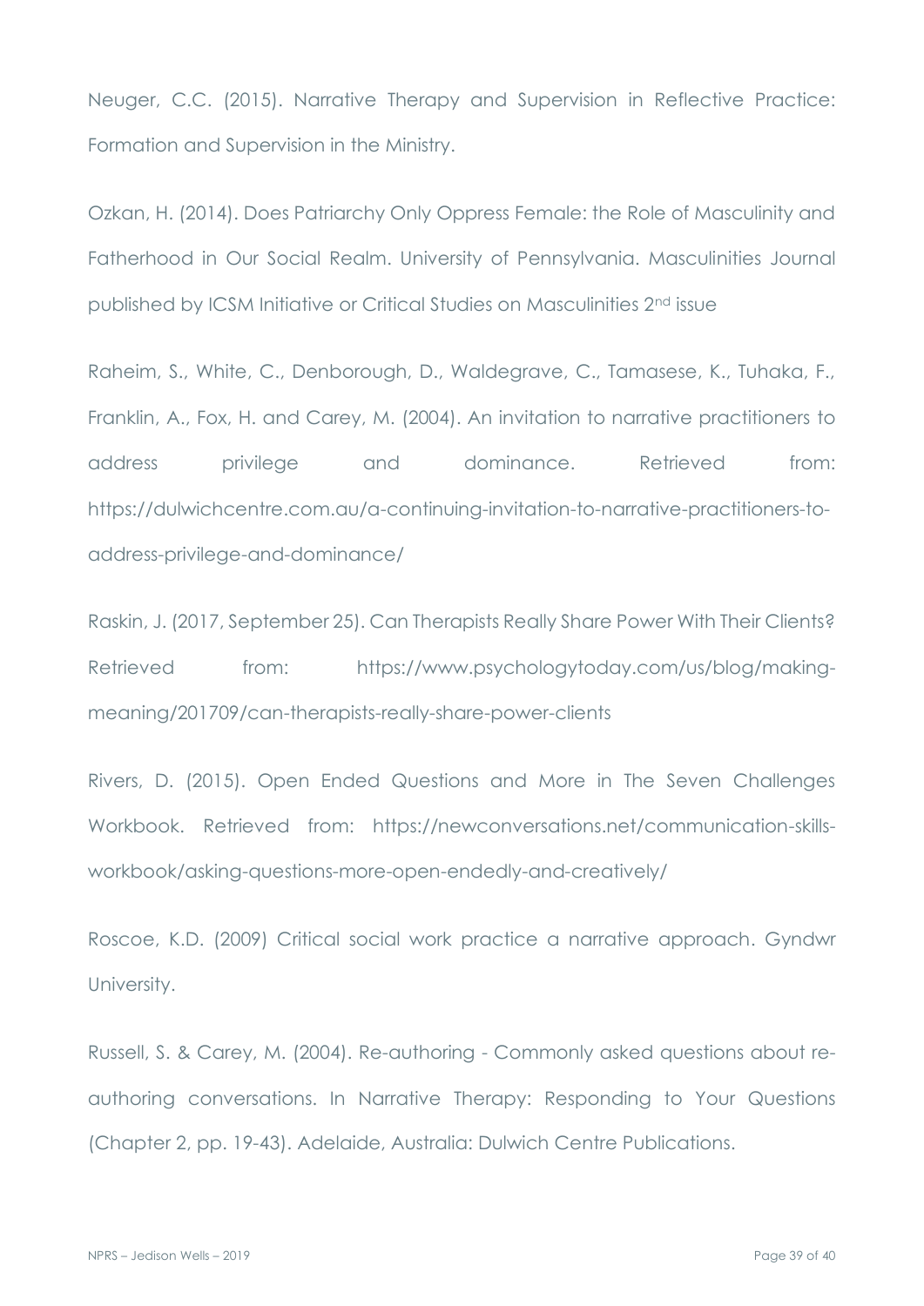Neuger, C.C. (2015). Narrative Therapy and Supervision in Reflective Practice: Formation and Supervision in the Ministry.

Ozkan, H. (2014). Does Patriarchy Only Oppress Female: the Role of Masculinity and Fatherhood in Our Social Realm. University of Pennsylvania. Masculinities Journal published by ICSM Initiative or Critical Studies on Masculinities 2nd issue

Raheim, S., White, C., Denborough, D., Waldegrave, C., Tamasese, K., Tuhaka, F., Franklin, A., Fox, H. and Carey, M. (2004). An invitation to narrative practitioners to address privilege and dominance. Retrieved from: https://dulwichcentre.com.au/a-continuing-invitation-to-narrative-practitioners-to-address-privilege-and-dominance/

Raskin, J. (2017, September 25). Can Therapists Really Share Power With Their Clients? Retrieved from: https://www.psychologytoday.com/us/blog/making-meaning/201709/can-therapists-really-share-power-clients

Rivers, D. (2015). Open Ended Questions and More in The Seven Challenges Workbook. Retrieved from: https://newconversations.net/communication-skills-workbook/asking-questions-more-open-endedly-and-creatively/

Roscoe, K.D. (2009) Critical social work practice a narrative approach. Gyndwr University.

Russell, S. & Carey, M. (2004). Re-authoring - Commonly asked questions about re-authoring conversations. In Narrative Therapy: Responding to Your Questions (Chapter 2, pp. 19-43). Adelaide, Australia: Dulwich Centre Publications.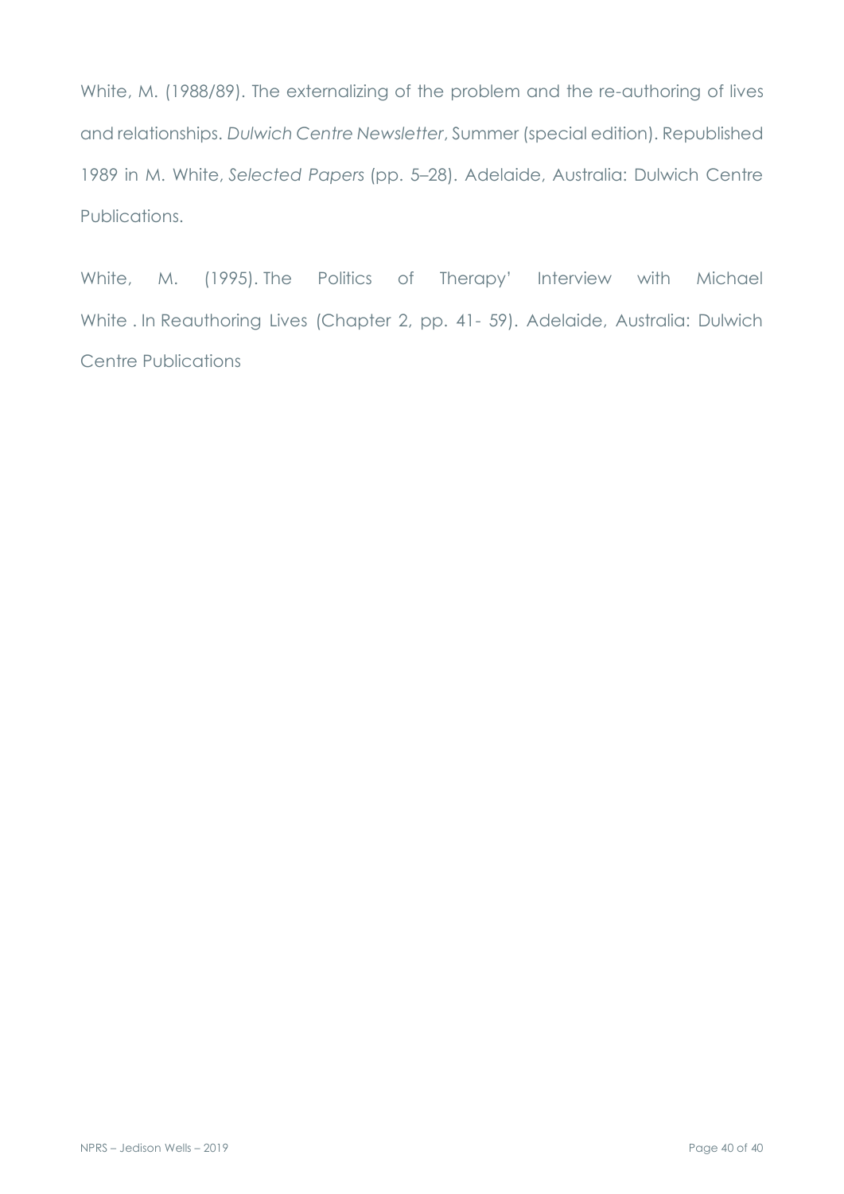White, M. (1988/89). The externalizing of the problem and the re-authoring of lives and relationships. *Dulwich Centre Newsletter*, Summer (special edition). Republished 1989 in M. White, *Selected Papers* (pp. 5–28). Adelaide, Australia: Dulwich Centre Publications.

White, M. (1995). The Politics of Therapy' Interview with Michael White . In Reauthoring Lives (Chapter 2, pp. 41- 59). Adelaide, Australia: Dulwich Centre Publications